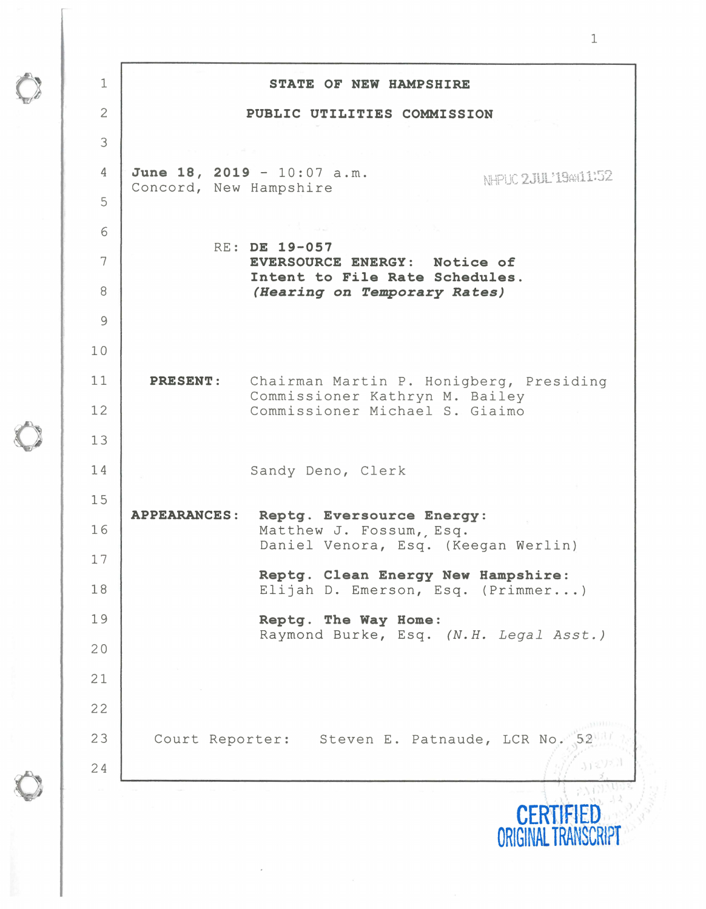# STATE OF NEW HAMPSHIRE

## PUBLIC UTILITIES COMMISSION

**June 18, 2019** - 10:07 a.m.
Concord, New Hampshire

NHPUC 2JUL'19AM11:52

RE: **DE 19-057**
**EVERSOURCE ENERGY: Notice of Intent to File Rate Schedules.**
***(Hearing on Temporary Rates)***

**PRESENT:** Chairman Martin P. Honigberg, Presiding
Commissioner Kathryn M. Bailey
Commissioner Michael S. Giaimo

Sandy Deno, Clerk

**APPEARANCES:** **Reptg. Eversource Energy:**
Matthew J. Fossum, Esq.
Daniel Venora, Esq. (Keegan Werlin)

**Reptg. Clean Energy New Hampshire:**
Elijah D. Emerson, Esq. (Primmer...)

**Reptg. The Way Home:**
Raymond Burke, Esq. *(N.H. Legal Asst.)*

Court Reporter: Steven E. Patnaude, LCR No. 52

CERTIFIED ORIGINAL TRANSCRIPT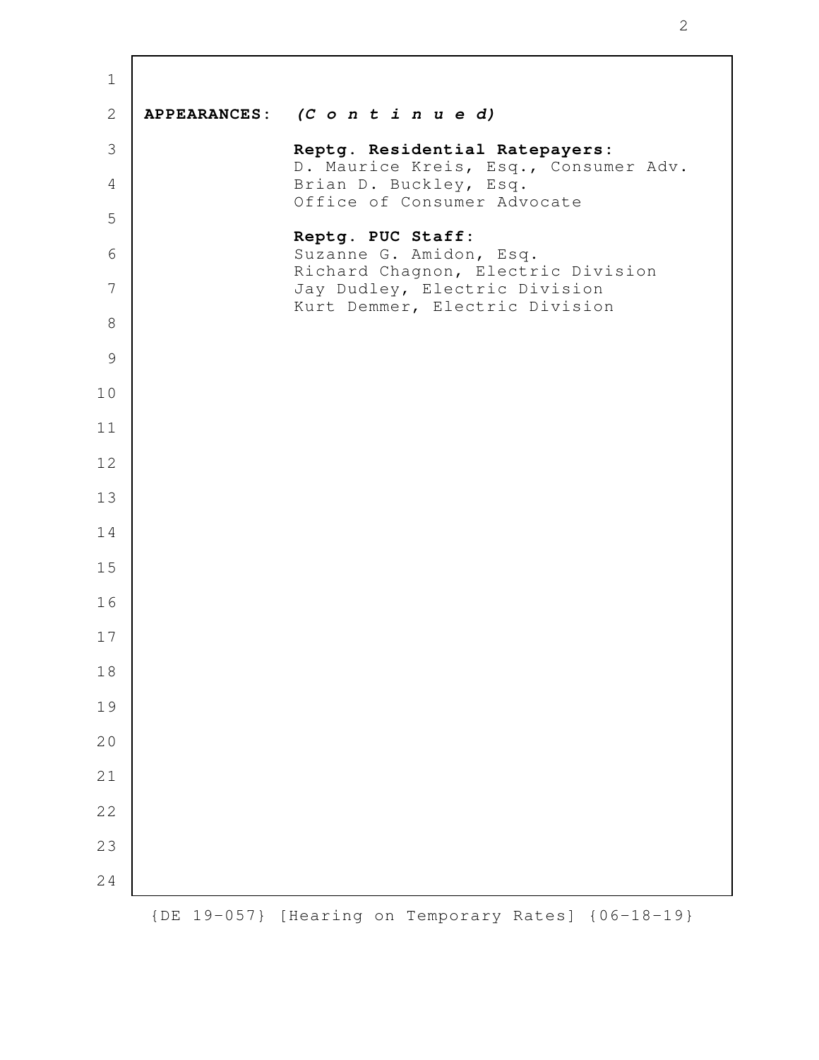**APPEARANCES:** ***(C o n t i n u e d)***

**Reptg. Residential Ratepayers:**
D. Maurice Kreis, Esq., Consumer Adv.
Brian D. Buckley, Esq.
Office of Consumer Advocate

**Reptg. PUC Staff:**
Suzanne G. Amidon, Esq.
Richard Chagnon, Electric Division
Jay Dudley, Electric Division
Kurt Demmer, Electric Division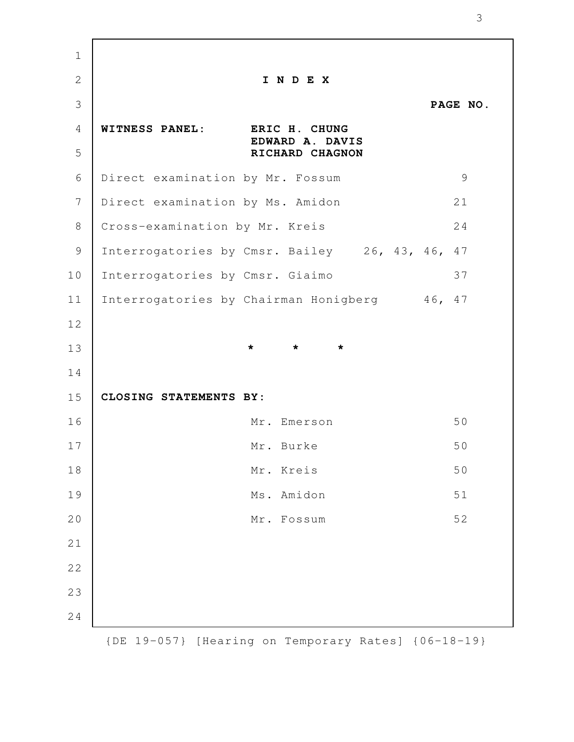# I N D E X

**PAGE NO.**

**WITNESS PANEL:** **ERIC H. CHUNG**
**EDWARD A. DAVIS**
**RICHARD CHAGNON**

| | PAGE NO. |
|---|---|
| Direct examination by Mr. Fossum | 9 |
| Direct examination by Ms. Amidon | 21 |
| Cross-examination by Mr. Kreis | 24 |
| Interrogatories by Cmsr. Bailey | 26, 43, 46, 47 |
| Interrogatories by Cmsr. Giaimo | 37 |
| Interrogatories by Chairman Honigberg | 46, 47 |

* * *

**CLOSING STATEMENTS BY:**

| | |
|---|---|
| Mr. Emerson | 50 |
| Mr. Burke | 50 |
| Mr. Kreis | 50 |
| Ms. Amidon | 51 |
| Mr. Fossum | 52 |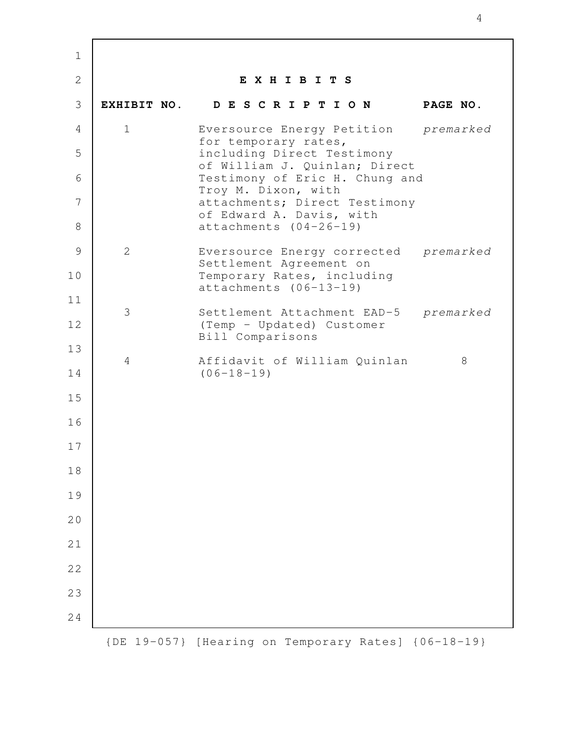## E X H I B I T S

| EXHIBIT NO. | D E S C R I P T I O N | PAGE NO. |
|---|---|---|
| 1 | Eversource Energy Petition for temporary rates, including Direct Testimony of William J. Quinlan; Direct Testimony of Eric H. Chung and Troy M. Dixon, with attachments; Direct Testimony of Edward A. Davis, with attachments (04-26-19) | *premarked* |
| 2 | Eversource Energy corrected Settlement Agreement on Temporary Rates, including attachments (06-13-19) | *premarked* |
| 3 | Settlement Attachment EAD-5 (Temp - Updated) Customer Bill Comparisons | *premarked* |
| 4 | Affidavit of William Quinlan (06-18-19) | 8 |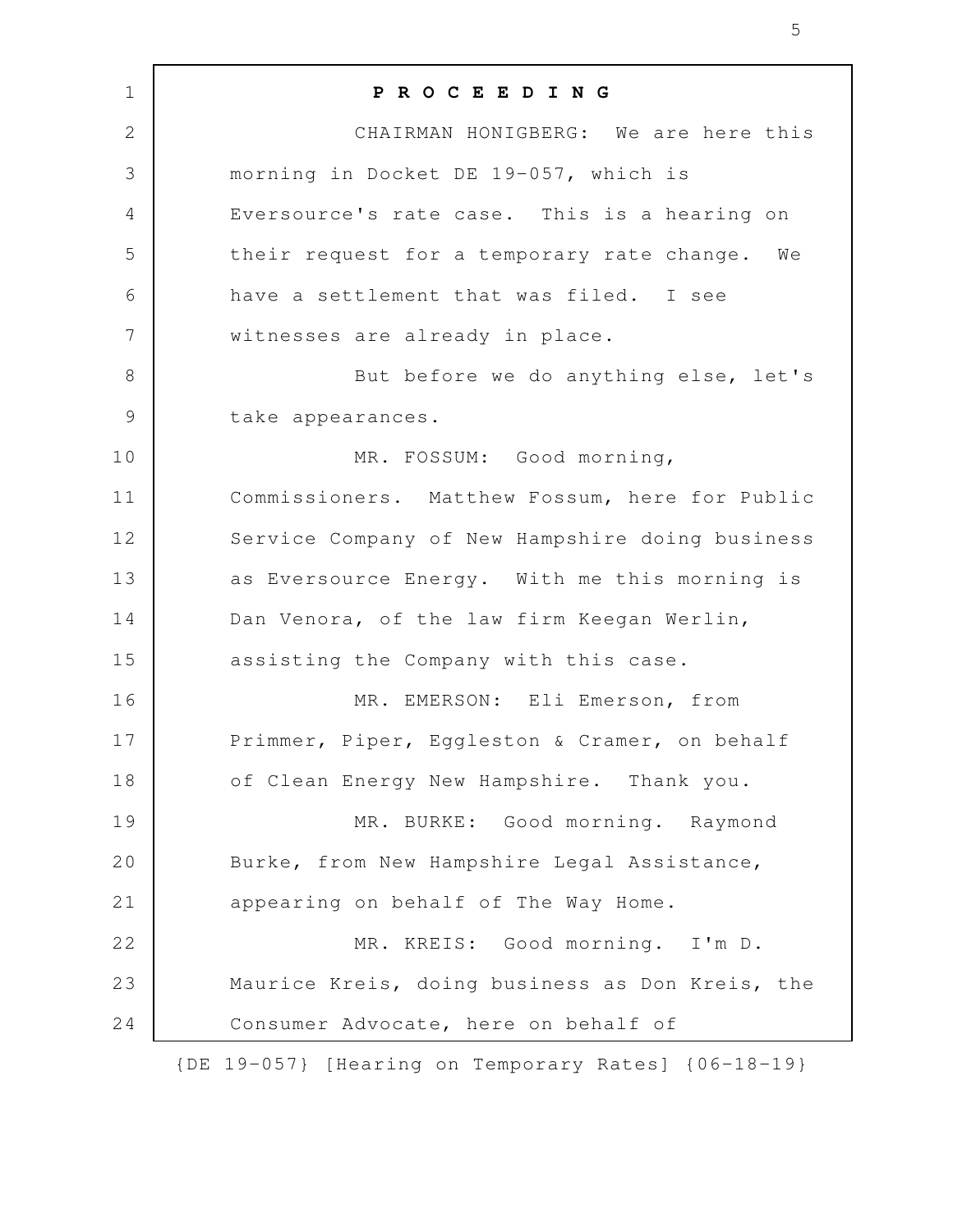**P R O C E E D I N G**

CHAIRMAN HONIGBERG: We are here this morning in Docket DE 19-057, which is Eversource's rate case. This is a hearing on their request for a temporary rate change. We have a settlement that was filed. I see witnesses are already in place.

But before we do anything else, let's take appearances.

MR. FOSSUM: Good morning, Commissioners. Matthew Fossum, here for Public Service Company of New Hampshire doing business as Eversource Energy. With me this morning is Dan Venora, of the law firm Keegan Werlin, assisting the Company with this case.

MR. EMERSON: Eli Emerson, from Primmer, Piper, Eggleston & Cramer, on behalf of Clean Energy New Hampshire. Thank you.

MR. BURKE: Good morning. Raymond Burke, from New Hampshire Legal Assistance, appearing on behalf of The Way Home.

MR. KREIS: Good morning. I'm D. Maurice Kreis, doing business as Don Kreis, the Consumer Advocate, here on behalf of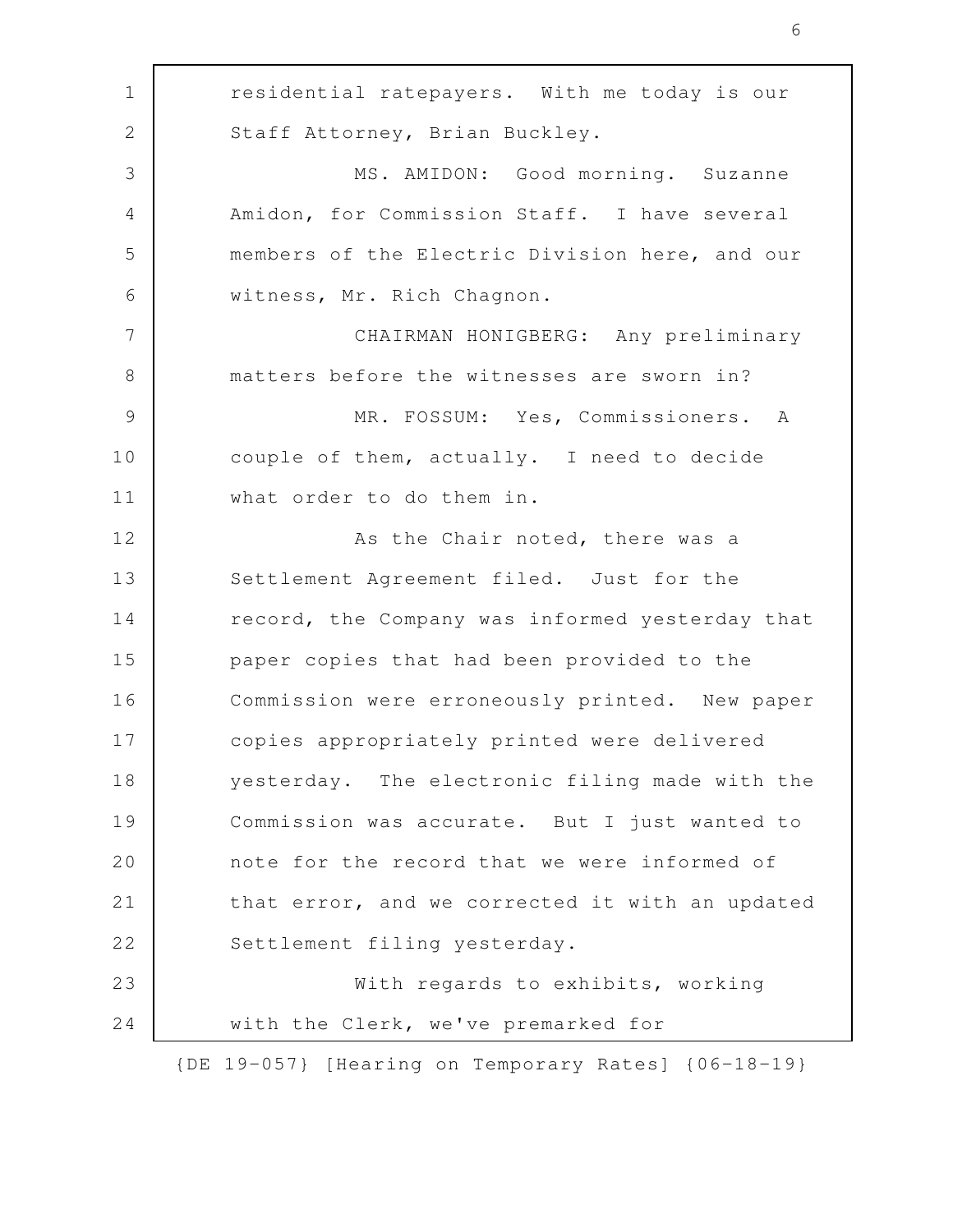residential ratepayers. With me today is our Staff Attorney, Brian Buckley.

MS. AMIDON: Good morning. Suzanne Amidon, for Commission Staff. I have several members of the Electric Division here, and our witness, Mr. Rich Chagnon.

CHAIRMAN HONIGBERG: Any preliminary matters before the witnesses are sworn in?

MR. FOSSUM: Yes, Commissioners. A couple of them, actually. I need to decide what order to do them in.

As the Chair noted, there was a Settlement Agreement filed. Just for the record, the Company was informed yesterday that paper copies that had been provided to the Commission were erroneously printed. New paper copies appropriately printed were delivered yesterday. The electronic filing made with the Commission was accurate. But I just wanted to note for the record that we were informed of that error, and we corrected it with an updated Settlement filing yesterday.

With regards to exhibits, working with the Clerk, we've premarked for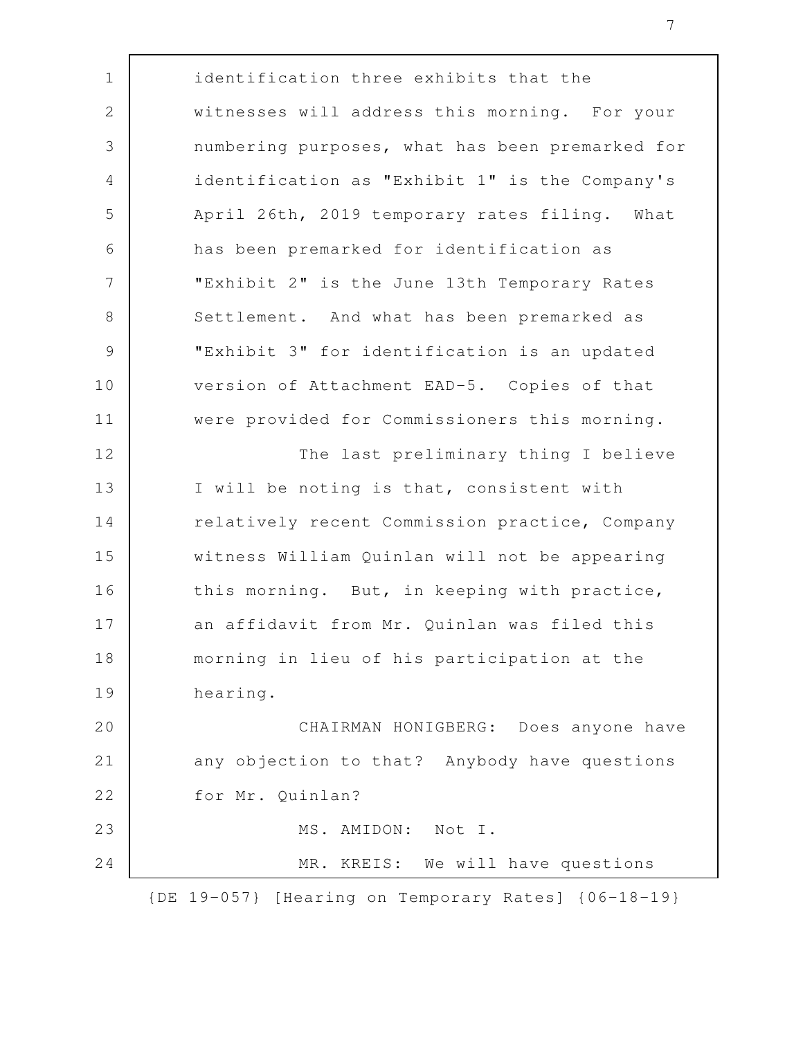identification three exhibits that the witnesses will address this morning. For your numbering purposes, what has been premarked for identification as "Exhibit 1" is the Company's April 26th, 2019 temporary rates filing. What has been premarked for identification as "Exhibit 2" is the June 13th Temporary Rates Settlement. And what has been premarked as "Exhibit 3" for identification is an updated version of Attachment EAD-5. Copies of that were provided for Commissioners this morning.

The last preliminary thing I believe I will be noting is that, consistent with relatively recent Commission practice, Company witness William Quinlan will not be appearing this morning. But, in keeping with practice, an affidavit from Mr. Quinlan was filed this morning in lieu of his participation at the hearing.

CHAIRMAN HONIGBERG: Does anyone have any objection to that? Anybody have questions for Mr. Quinlan?

MS. AMIDON: Not I.

MR. KREIS: We will have questions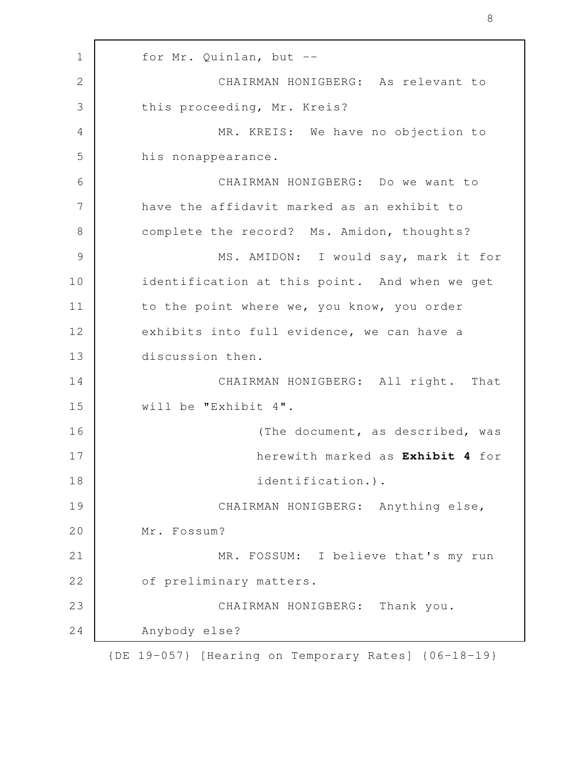for Mr. Quinlan, but --

CHAIRMAN HONIGBERG: As relevant to this proceeding, Mr. Kreis?

MR. KREIS: We have no objection to his nonappearance.

CHAIRMAN HONIGBERG: Do we want to have the affidavit marked as an exhibit to complete the record? Ms. Amidon, thoughts?

MS. AMIDON: I would say, mark it for identification at this point. And when we get to the point where we, you know, you order exhibits into full evidence, we can have a discussion then.

CHAIRMAN HONIGBERG: All right. That will be "Exhibit 4".

(The document, as described, was herewith marked as **Exhibit 4** for identification.).

CHAIRMAN HONIGBERG: Anything else, Mr. Fossum?

MR. FOSSUM: I believe that's my run of preliminary matters.

CHAIRMAN HONIGBERG: Thank you. Anybody else?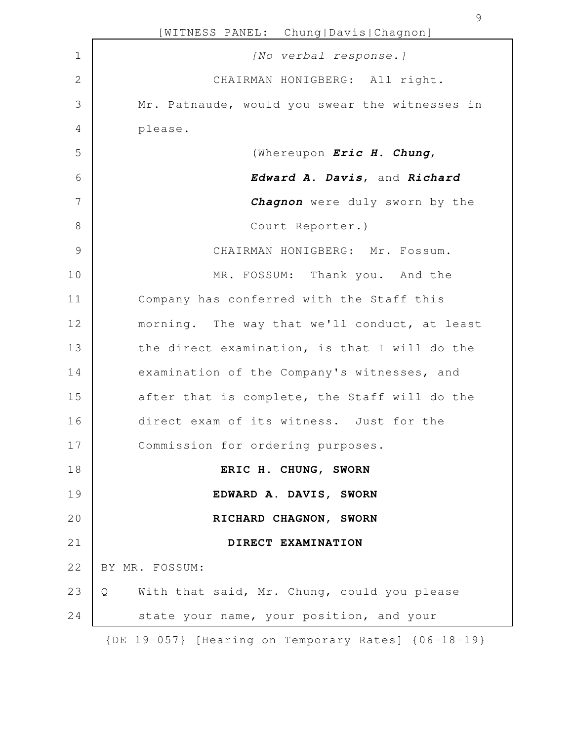*[No verbal response.]*

CHAIRMAN HONIGBERG: All right. Mr. Patnaude, would you swear the witnesses in please.

(Whereupon ***Eric H. Chung***, ***Edward A. Davis***, and ***Richard Chagnon*** were duly sworn by the Court Reporter.)

CHAIRMAN HONIGBERG: Mr. Fossum.

MR. FOSSUM: Thank you. And the Company has conferred with the Staff this morning. The way that we'll conduct, at least the direct examination, is that I will do the examination of the Company's witnesses, and after that is complete, the Staff will do the direct exam of its witness. Just for the Commission for ordering purposes.

**ERIC H. CHUNG, SWORN**

**EDWARD A. DAVIS, SWORN**

**RICHARD CHAGNON, SWORN**

**DIRECT EXAMINATION**

BY MR. FOSSUM:

Q With that said, Mr. Chung, could you please state your name, your position, and your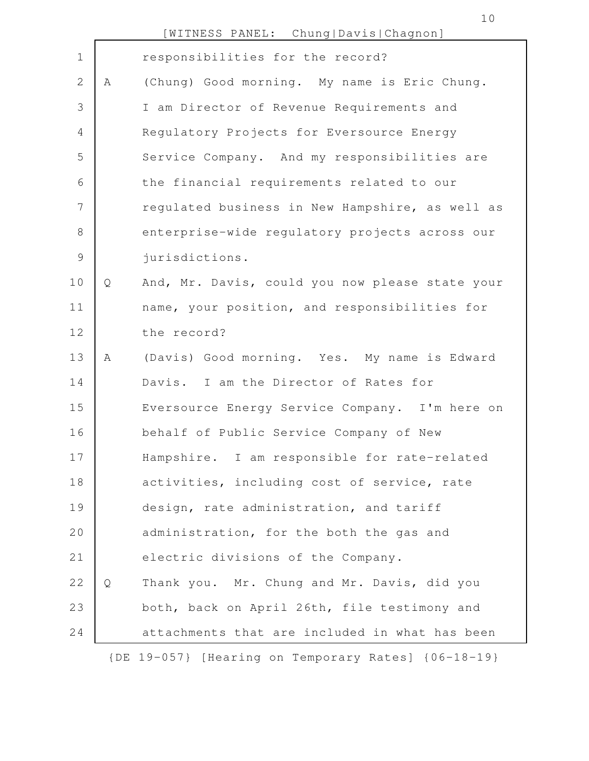responsibilities for the record?

A (Chung) Good morning. My name is Eric Chung. I am Director of Revenue Requirements and Regulatory Projects for Eversource Energy Service Company. And my responsibilities are the financial requirements related to our regulated business in New Hampshire, as well as enterprise-wide regulatory projects across our jurisdictions.

Q And, Mr. Davis, could you now please state your name, your position, and responsibilities for the record?

A (Davis) Good morning. Yes. My name is Edward Davis. I am the Director of Rates for Eversource Energy Service Company. I'm here on behalf of Public Service Company of New Hampshire. I am responsible for rate-related activities, including cost of service, rate design, rate administration, and tariff administration, for the both the gas and electric divisions of the Company.

Q Thank you. Mr. Chung and Mr. Davis, did you both, back on April 26th, file testimony and attachments that are included in what has been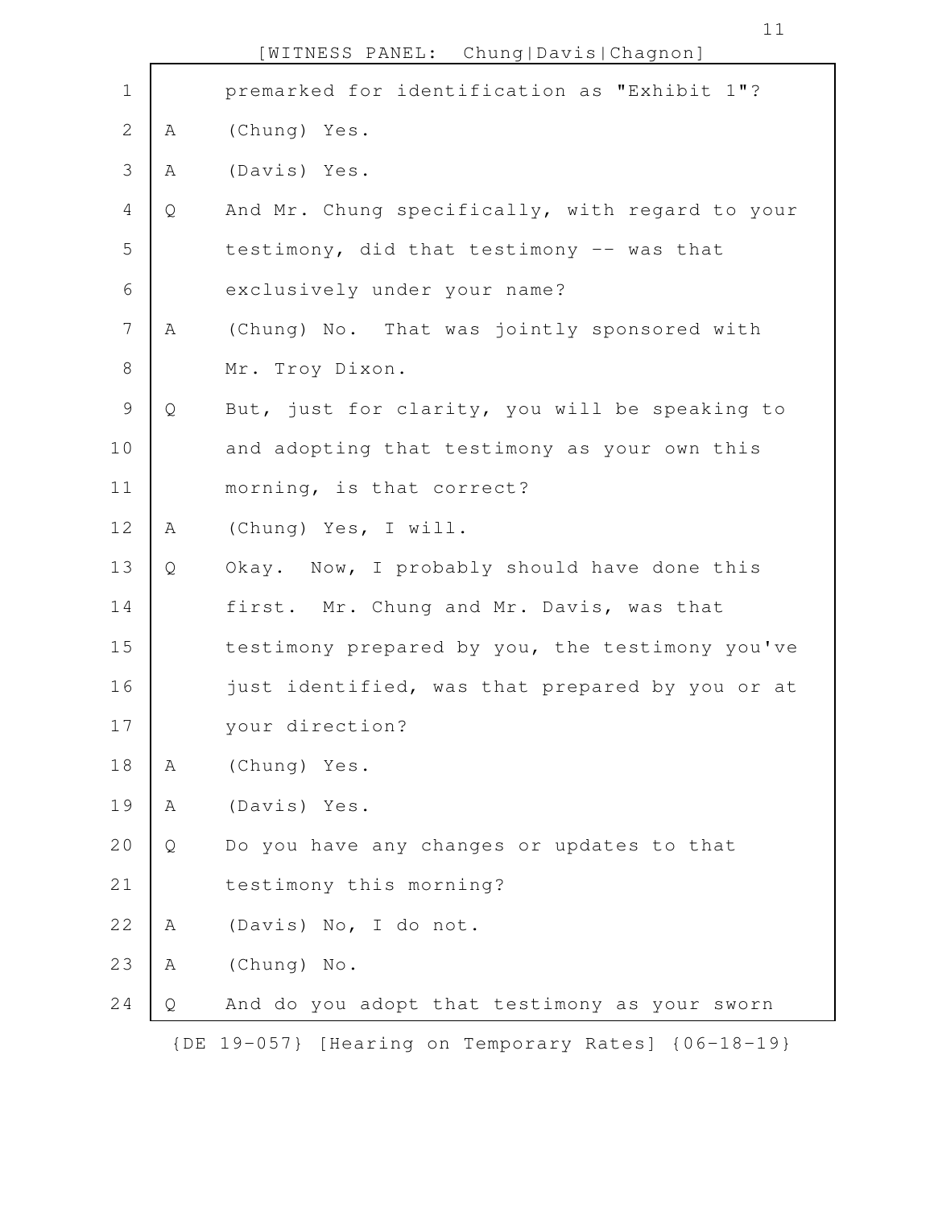premarked for identification as "Exhibit 1"?

A (Chung) Yes.

A (Davis) Yes.

Q And Mr. Chung specifically, with regard to your testimony, did that testimony -- was that exclusively under your name?

A (Chung) No. That was jointly sponsored with Mr. Troy Dixon.

Q But, just for clarity, you will be speaking to and adopting that testimony as your own this morning, is that correct?

A (Chung) Yes, I will.

Q Okay. Now, I probably should have done this first. Mr. Chung and Mr. Davis, was that testimony prepared by you, the testimony you've just identified, was that prepared by you or at your direction?

A (Chung) Yes.

A (Davis) Yes.

Q Do you have any changes or updates to that testimony this morning?

A (Davis) No, I do not.

A (Chung) No.

Q And do you adopt that testimony as your sworn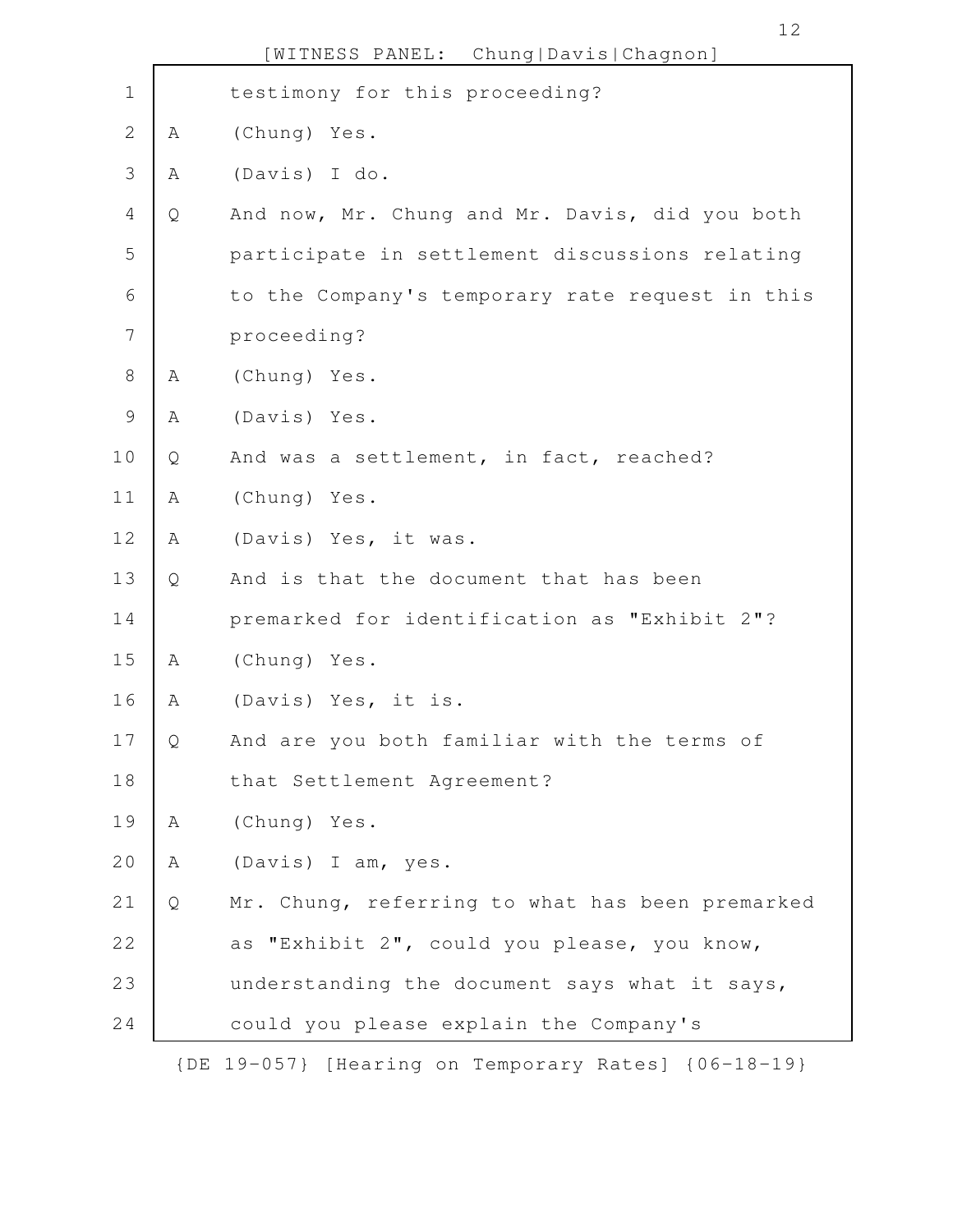testimony for this proceeding?

A (Chung) Yes.

A (Davis) I do.

Q And now, Mr. Chung and Mr. Davis, did you both participate in settlement discussions relating to the Company's temporary rate request in this proceeding?

A (Chung) Yes.

A (Davis) Yes.

Q And was a settlement, in fact, reached?

A (Chung) Yes.

A (Davis) Yes, it was.

Q And is that the document that has been premarked for identification as "Exhibit 2"?

A (Chung) Yes.

A (Davis) Yes, it is.

Q And are you both familiar with the terms of that Settlement Agreement?

A (Chung) Yes.

A (Davis) I am, yes.

Q Mr. Chung, referring to what has been premarked as "Exhibit 2", could you please, you know, understanding the document says what it says, could you please explain the Company's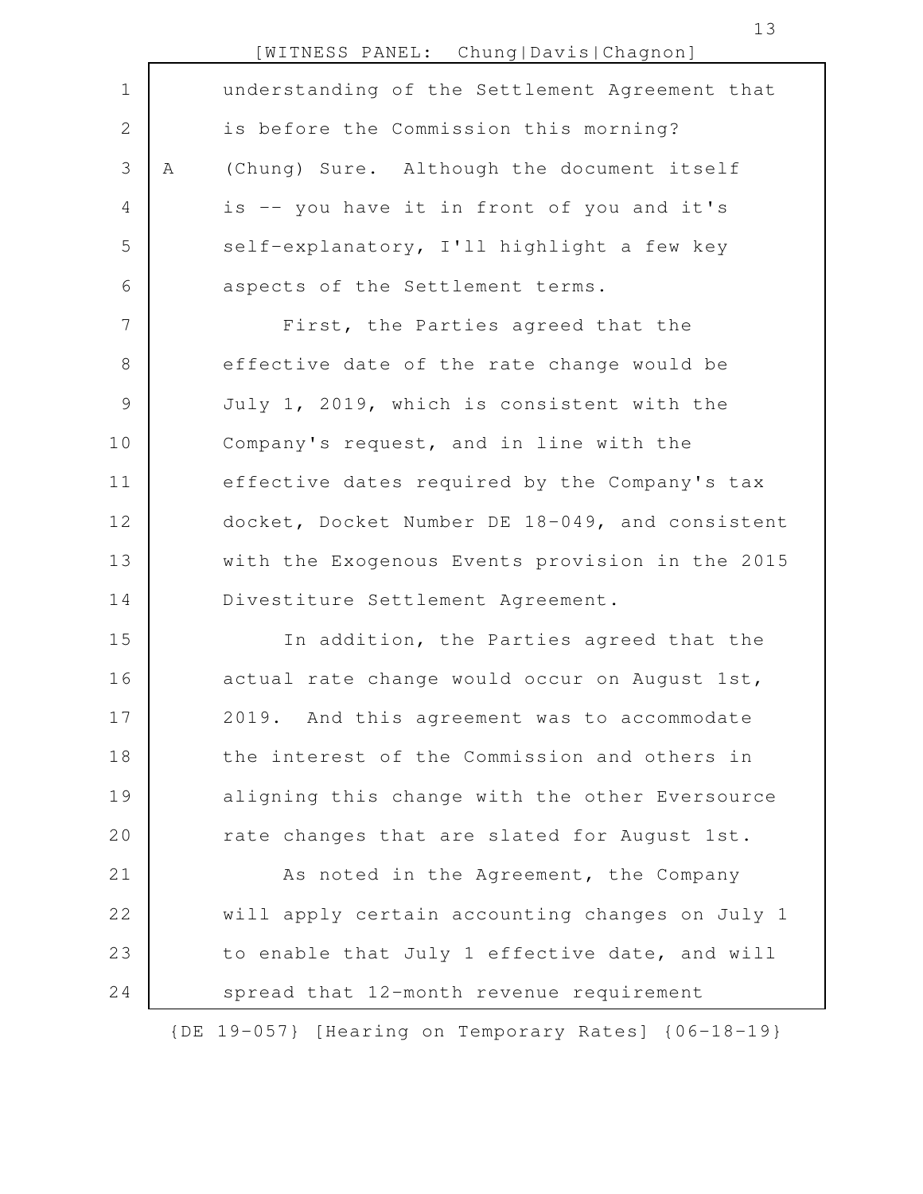understanding of the Settlement Agreement that is before the Commission this morning?

A (Chung) Sure. Although the document itself is -- you have it in front of you and it's self-explanatory, I'll highlight a few key aspects of the Settlement terms.

First, the Parties agreed that the effective date of the rate change would be July 1, 2019, which is consistent with the Company's request, and in line with the effective dates required by the Company's tax docket, Docket Number DE 18-049, and consistent with the Exogenous Events provision in the 2015 Divestiture Settlement Agreement.

In addition, the Parties agreed that the actual rate change would occur on August 1st, 2019. And this agreement was to accommodate the interest of the Commission and others in aligning this change with the other Eversource rate changes that are slated for August 1st.

As noted in the Agreement, the Company will apply certain accounting changes on July 1 to enable that July 1 effective date, and will spread that 12-month revenue requirement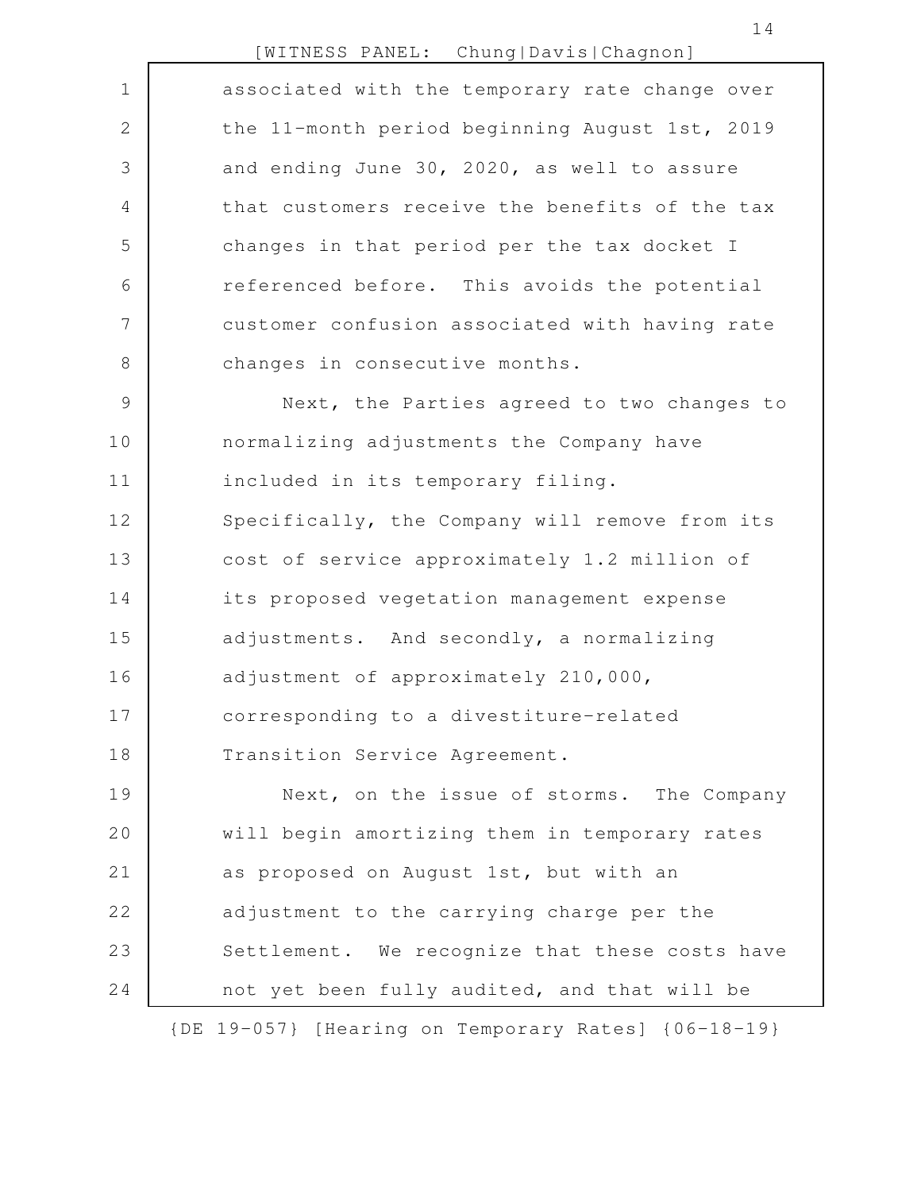associated with the temporary rate change over the 11-month period beginning August 1st, 2019 and ending June 30, 2020, as well to assure that customers receive the benefits of the tax changes in that period per the tax docket I referenced before. This avoids the potential customer confusion associated with having rate changes in consecutive months.

Next, the Parties agreed to two changes to normalizing adjustments the Company have included in its temporary filing. Specifically, the Company will remove from its cost of service approximately 1.2 million of its proposed vegetation management expense adjustments. And secondly, a normalizing adjustment of approximately 210,000, corresponding to a divestiture-related Transition Service Agreement.

Next, on the issue of storms. The Company will begin amortizing them in temporary rates as proposed on August 1st, but with an adjustment to the carrying charge per the Settlement. We recognize that these costs have not yet been fully audited, and that will be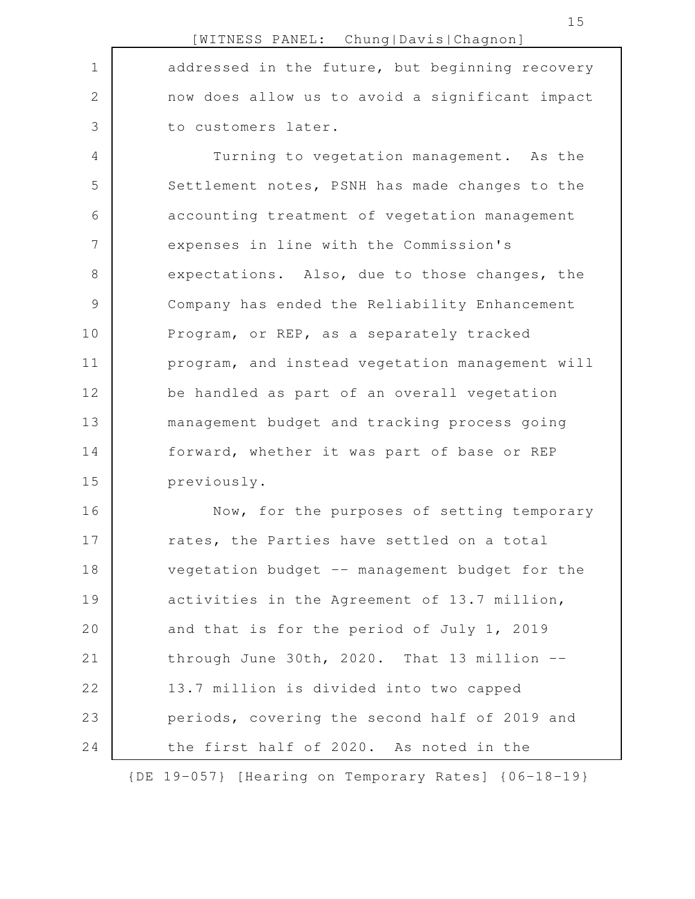addressed in the future, but beginning recovery now does allow us to avoid a significant impact to customers later.

Turning to vegetation management. As the Settlement notes, PSNH has made changes to the accounting treatment of vegetation management expenses in line with the Commission's expectations. Also, due to those changes, the Company has ended the Reliability Enhancement Program, or REP, as a separately tracked program, and instead vegetation management will be handled as part of an overall vegetation management budget and tracking process going forward, whether it was part of base or REP previously.

Now, for the purposes of setting temporary rates, the Parties have settled on a total vegetation budget -- management budget for the activities in the Agreement of 13.7 million, and that is for the period of July 1, 2019 through June 30th, 2020. That 13 million -- 13.7 million is divided into two capped periods, covering the second half of 2019 and the first half of 2020. As noted in the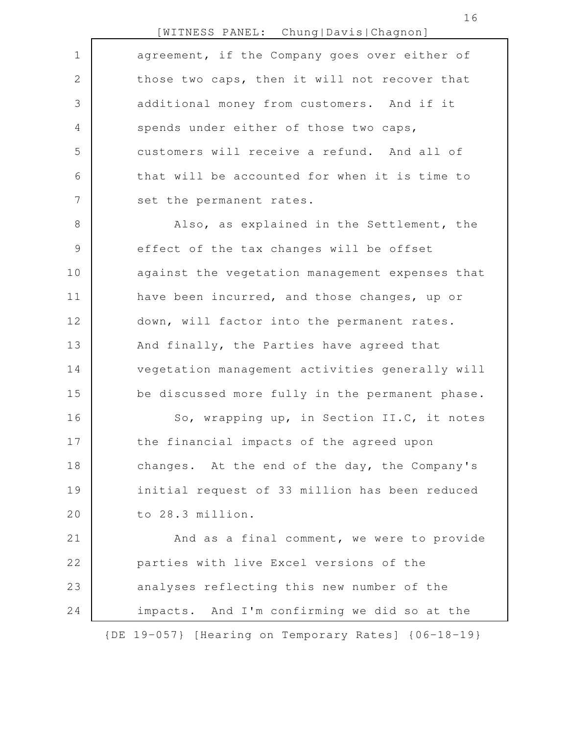agreement, if the Company goes over either of those two caps, then it will not recover that additional money from customers. And if it spends under either of those two caps, customers will receive a refund. And all of that will be accounted for when it is time to set the permanent rates.

Also, as explained in the Settlement, the effect of the tax changes will be offset against the vegetation management expenses that have been incurred, and those changes, up or down, will factor into the permanent rates. And finally, the Parties have agreed that vegetation management activities generally will be discussed more fully in the permanent phase.

So, wrapping up, in Section II.C, it notes the financial impacts of the agreed upon changes. At the end of the day, the Company's initial request of 33 million has been reduced to 28.3 million.

And as a final comment, we were to provide parties with live Excel versions of the analyses reflecting this new number of the impacts. And I'm confirming we did so at the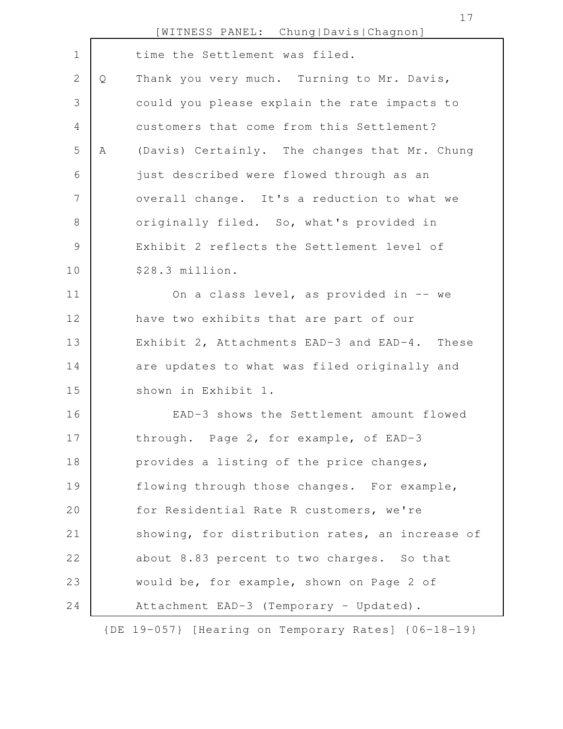time the Settlement was filed.

Q Thank you very much. Turning to Mr. Davis, could you please explain the rate impacts to customers that come from this Settlement?

A (Davis) Certainly. The changes that Mr. Chung just described were flowed through as an overall change. It's a reduction to what we originally filed. So, what's provided in Exhibit 2 reflects the Settlement level of $28.3 million.

On a class level, as provided in -- we have two exhibits that are part of our Exhibit 2, Attachments EAD-3 and EAD-4. These are updates to what was filed originally and shown in Exhibit 1.

EAD-3 shows the Settlement amount flowed through. Page 2, for example, of EAD-3 provides a listing of the price changes, flowing through those changes. For example, for Residential Rate R customers, we're showing, for distribution rates, an increase of about 8.83 percent to two charges. So that would be, for example, shown on Page 2 of Attachment EAD-3 (Temporary - Updated).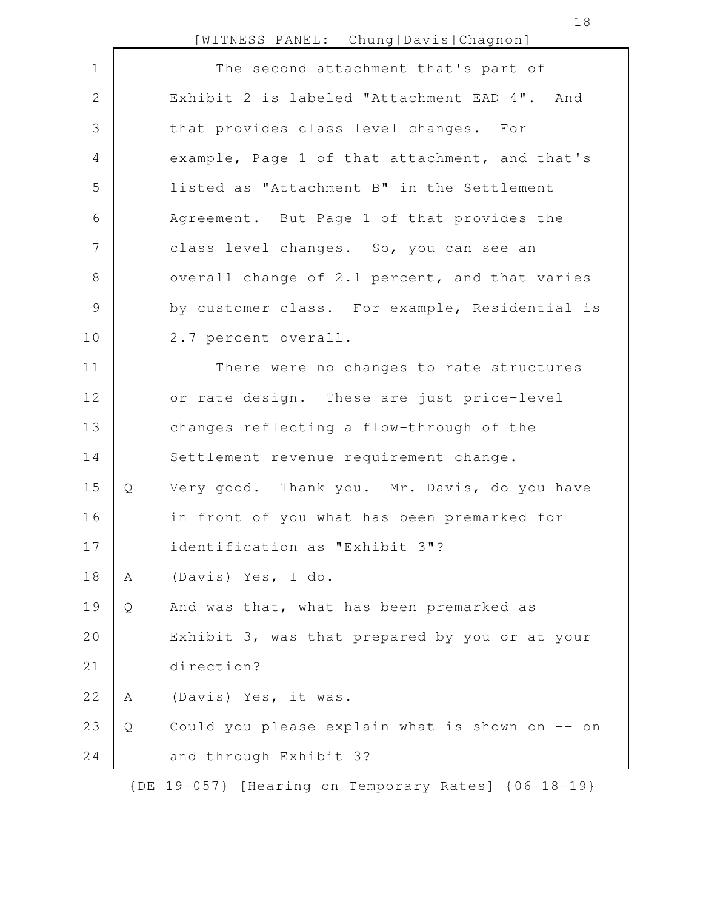The second attachment that's part of Exhibit 2 is labeled "Attachment EAD-4". And that provides class level changes. For example, Page 1 of that attachment, and that's listed as "Attachment B" in the Settlement Agreement. But Page 1 of that provides the class level changes. So, you can see an overall change of 2.1 percent, and that varies by customer class. For example, Residential is 2.7 percent overall.

There were no changes to rate structures or rate design. These are just price-level changes reflecting a flow-through of the Settlement revenue requirement change.

Q Very good. Thank you. Mr. Davis, do you have in front of you what has been premarked for identification as "Exhibit 3"?

A (Davis) Yes, I do.

Q And was that, what has been premarked as Exhibit 3, was that prepared by you or at your direction?

A (Davis) Yes, it was.

Q Could you please explain what is shown on -- on and through Exhibit 3?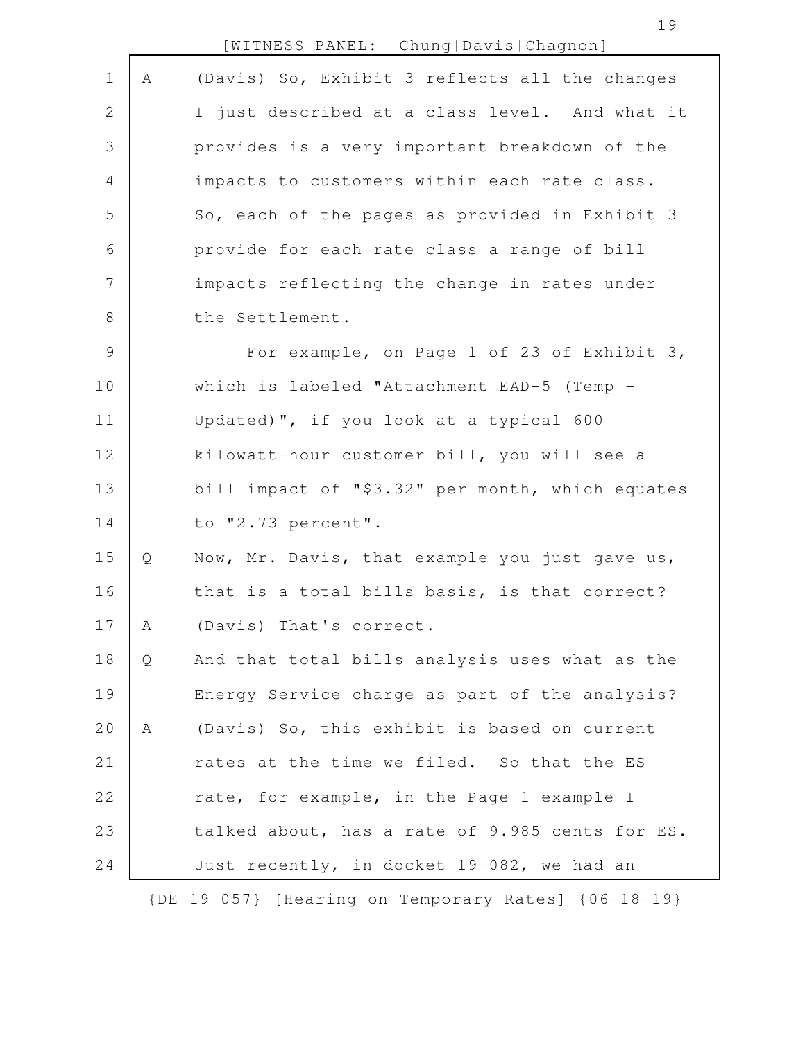A (Davis) So, Exhibit 3 reflects all the changes I just described at a class level. And what it provides is a very important breakdown of the impacts to customers within each rate class. So, each of the pages as provided in Exhibit 3 provide for each rate class a range of bill impacts reflecting the change in rates under the Settlement.

For example, on Page 1 of 23 of Exhibit 3, which is labeled "Attachment EAD-5 (Temp - Updated)", if you look at a typical 600 kilowatt-hour customer bill, you will see a bill impact of "$3.32" per month, which equates to "2.73 percent".

Q Now, Mr. Davis, that example you just gave us, that is a total bills basis, is that correct?

A (Davis) That's correct.

Q And that total bills analysis uses what as the Energy Service charge as part of the analysis?

A (Davis) So, this exhibit is based on current rates at the time we filed. So that the ES rate, for example, in the Page 1 example I talked about, has a rate of 9.985 cents for ES. Just recently, in docket 19-082, we had an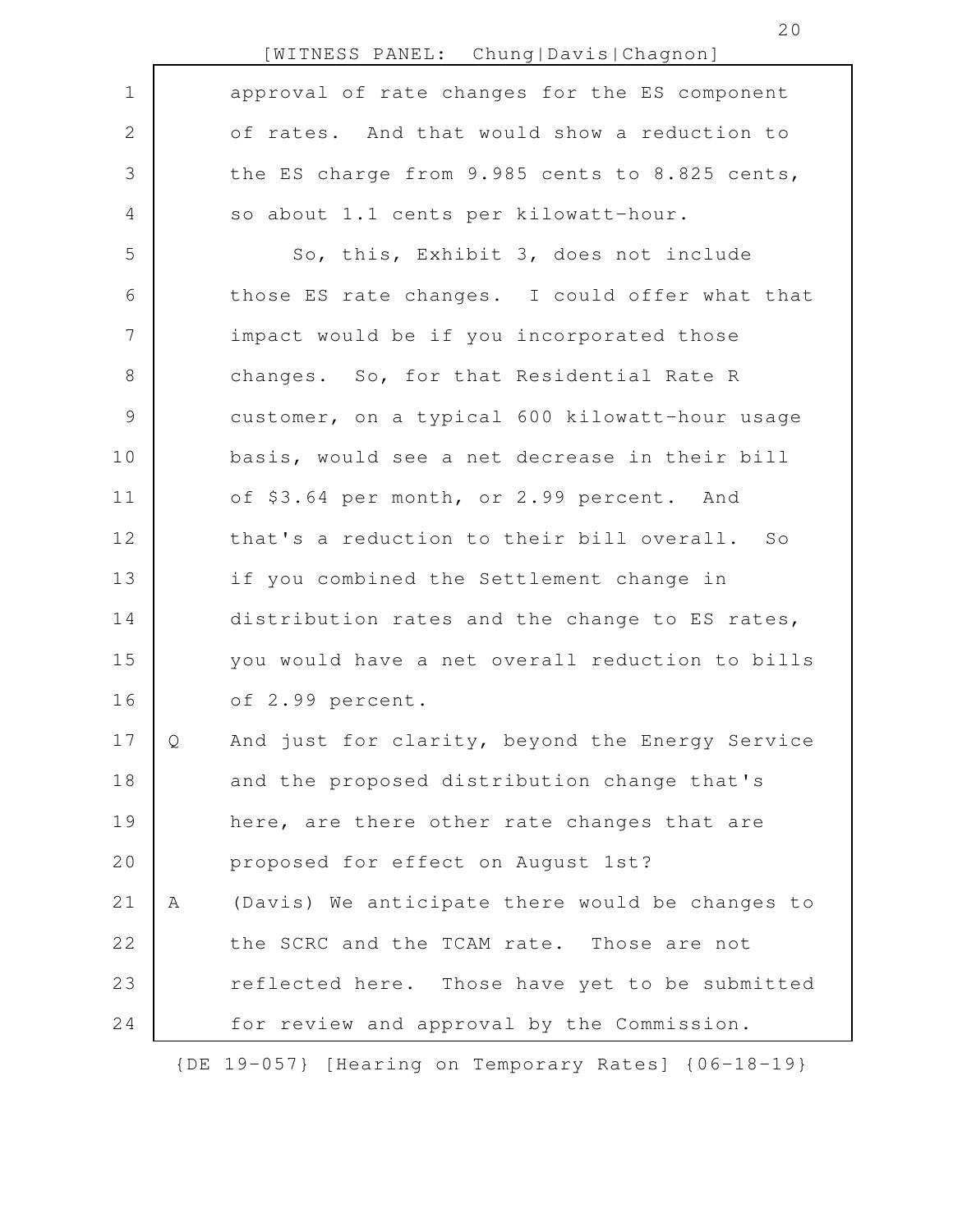approval of rate changes for the ES component of rates. And that would show a reduction to the ES charge from 9.985 cents to 8.825 cents, so about 1.1 cents per kilowatt-hour.

So, this, Exhibit 3, does not include those ES rate changes. I could offer what that impact would be if you incorporated those changes. So, for that Residential Rate R customer, on a typical 600 kilowatt-hour usage basis, would see a net decrease in their bill of $3.64 per month, or 2.99 percent. And that's a reduction to their bill overall. So if you combined the Settlement change in distribution rates and the change to ES rates, you would have a net overall reduction to bills of 2.99 percent.

Q And just for clarity, beyond the Energy Service and the proposed distribution change that's here, are there other rate changes that are proposed for effect on August 1st?

A (Davis) We anticipate there would be changes to the SCRC and the TCAM rate. Those are not reflected here. Those have yet to be submitted for review and approval by the Commission.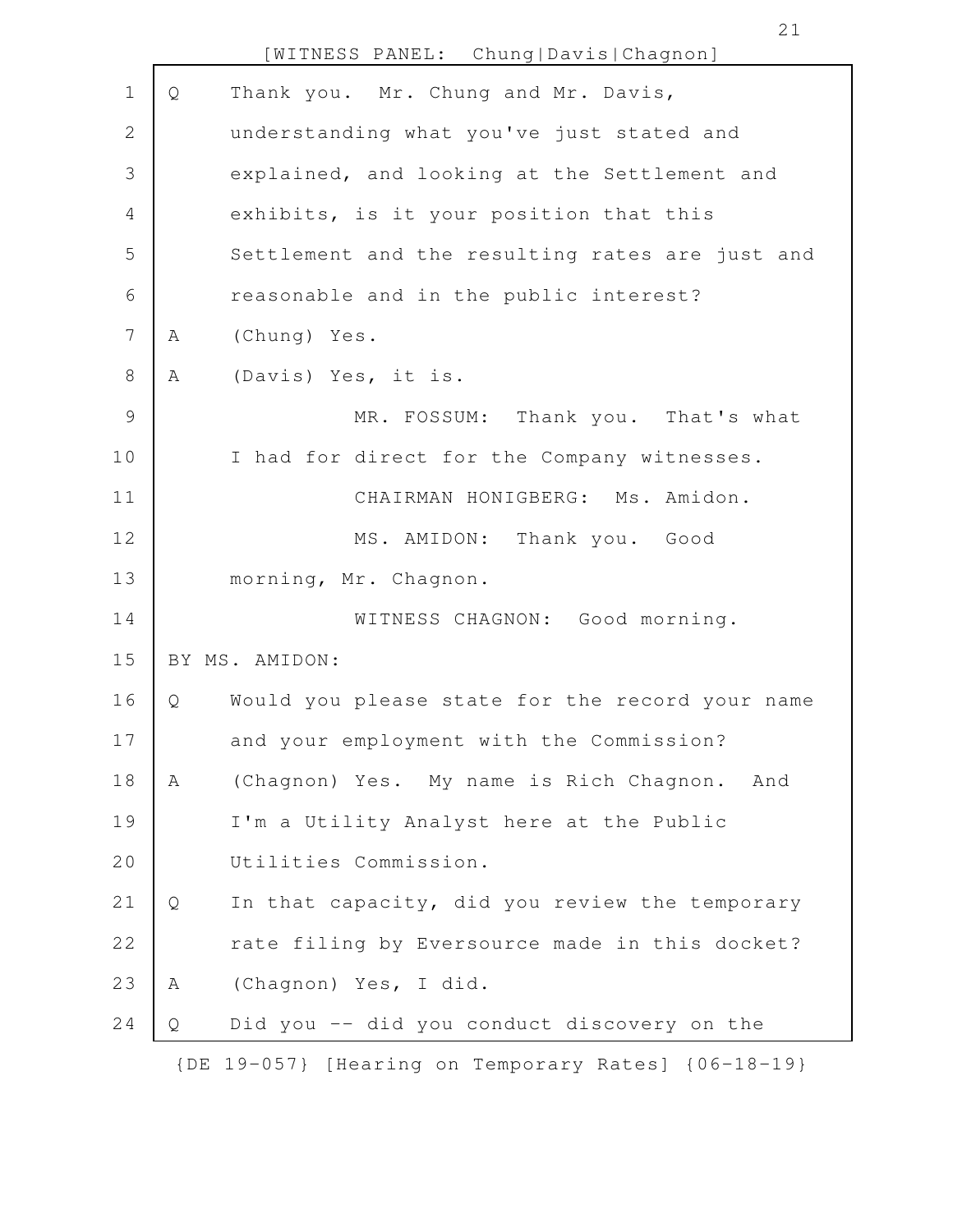Q Thank you. Mr. Chung and Mr. Davis, understanding what you've just stated and explained, and looking at the Settlement and exhibits, is it your position that this Settlement and the resulting rates are just and reasonable and in the public interest?

A (Chung) Yes.

A (Davis) Yes, it is.

MR. FOSSUM: Thank you. That's what I had for direct for the Company witnesses.

CHAIRMAN HONIGBERG: Ms. Amidon.

MS. AMIDON: Thank you. Good morning, Mr. Chagnon.

WITNESS CHAGNON: Good morning.

BY MS. AMIDON:

Q Would you please state for the record your name and your employment with the Commission?

A (Chagnon) Yes. My name is Rich Chagnon. And I'm a Utility Analyst here at the Public Utilities Commission.

Q In that capacity, did you review the temporary rate filing by Eversource made in this docket?

A (Chagnon) Yes, I did.

Q Did you -- did you conduct discovery on the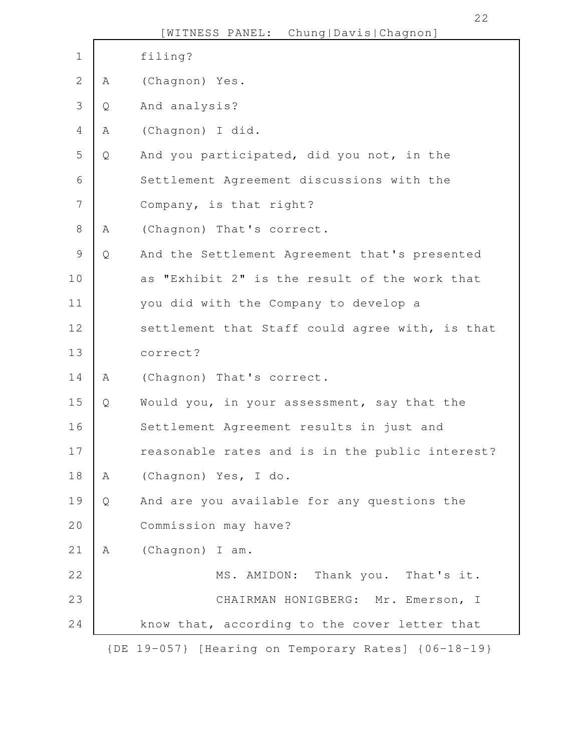filing?

A (Chagnon) Yes.

Q And analysis?

A (Chagnon) I did.

Q And you participated, did you not, in the Settlement Agreement discussions with the Company, is that right?

A (Chagnon) That's correct.

Q And the Settlement Agreement that's presented as "Exhibit 2" is the result of the work that you did with the Company to develop a settlement that Staff could agree with, is that correct?

A (Chagnon) That's correct.

Q Would you, in your assessment, say that the Settlement Agreement results in just and reasonable rates and is in the public interest?

A (Chagnon) Yes, I do.

Q And are you available for any questions the Commission may have?

A (Chagnon) I am.

MS. AMIDON: Thank you. That's it.

CHAIRMAN HONIGBERG: Mr. Emerson, I know that, according to the cover letter that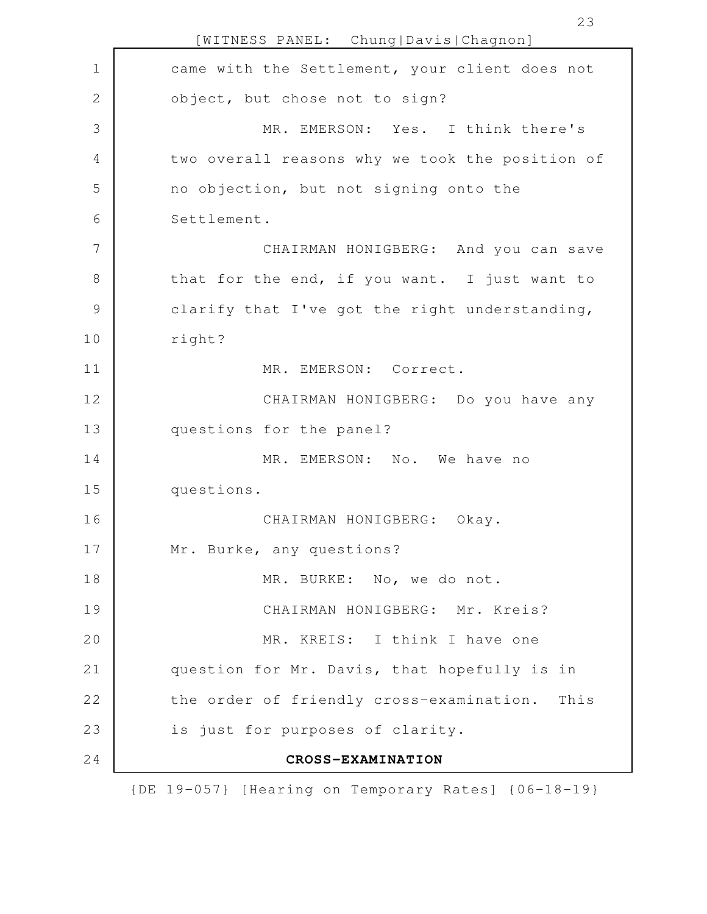came with the Settlement, your client does not object, but chose not to sign?

MR. EMERSON: Yes. I think there's two overall reasons why we took the position of no objection, but not signing onto the Settlement.

CHAIRMAN HONIGBERG: And you can save that for the end, if you want. I just want to clarify that I've got the right understanding, right?

MR. EMERSON: Correct.

CHAIRMAN HONIGBERG: Do you have any questions for the panel?

MR. EMERSON: No. We have no questions.

CHAIRMAN HONIGBERG: Okay. Mr. Burke, any questions?

MR. BURKE: No, we do not.

CHAIRMAN HONIGBERG: Mr. Kreis?

MR. KREIS: I think I have one question for Mr. Davis, that hopefully is in the order of friendly cross-examination. This is just for purposes of clarity.

**CROSS-EXAMINATION**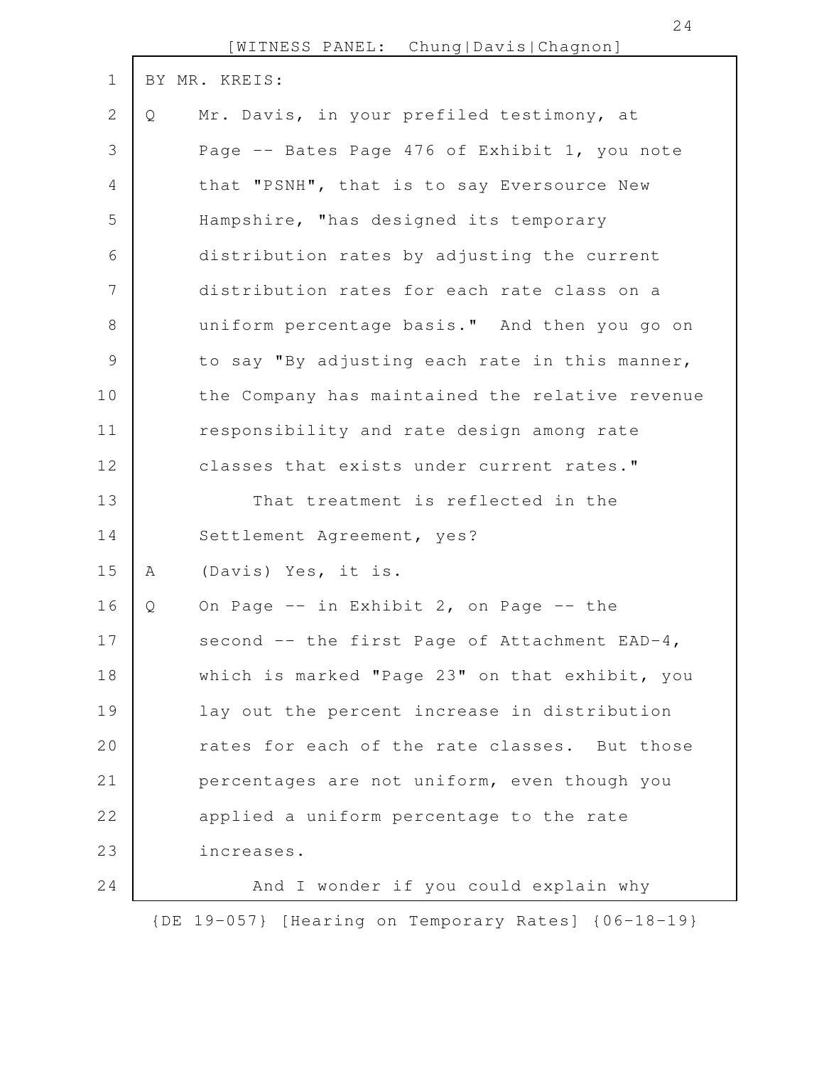BY MR. KREIS:

Q Mr. Davis, in your prefiled testimony, at Page -- Bates Page 476 of Exhibit 1, you note that "PSNH", that is to say Eversource New Hampshire, "has designed its temporary distribution rates by adjusting the current distribution rates for each rate class on a uniform percentage basis." And then you go on to say "By adjusting each rate in this manner, the Company has maintained the relative revenue responsibility and rate design among rate classes that exists under current rates."

That treatment is reflected in the Settlement Agreement, yes?

A (Davis) Yes, it is.

Q On Page -- in Exhibit 2, on Page -- the second -- the first Page of Attachment EAD-4, which is marked "Page 23" on that exhibit, you lay out the percent increase in distribution rates for each of the rate classes. But those percentages are not uniform, even though you applied a uniform percentage to the rate increases.

And I wonder if you could explain why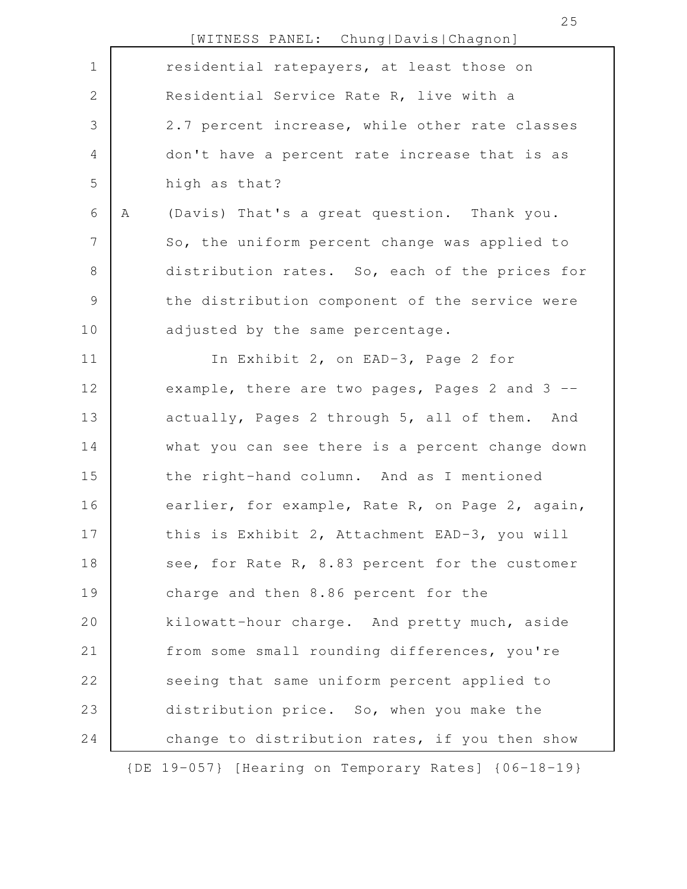residential ratepayers, at least those on Residential Service Rate R, live with a 2.7 percent increase, while other rate classes don't have a percent rate increase that is as high as that?

A (Davis) That's a great question. Thank you. So, the uniform percent change was applied to distribution rates. So, each of the prices for the distribution component of the service were adjusted by the same percentage.

In Exhibit 2, on EAD-3, Page 2 for example, there are two pages, Pages 2 and 3 -- actually, Pages 2 through 5, all of them. And what you can see there is a percent change down the right-hand column. And as I mentioned earlier, for example, Rate R, on Page 2, again, this is Exhibit 2, Attachment EAD-3, you will see, for Rate R, 8.83 percent for the customer charge and then 8.86 percent for the kilowatt-hour charge. And pretty much, aside from some small rounding differences, you're seeing that same uniform percent applied to distribution price. So, when you make the change to distribution rates, if you then show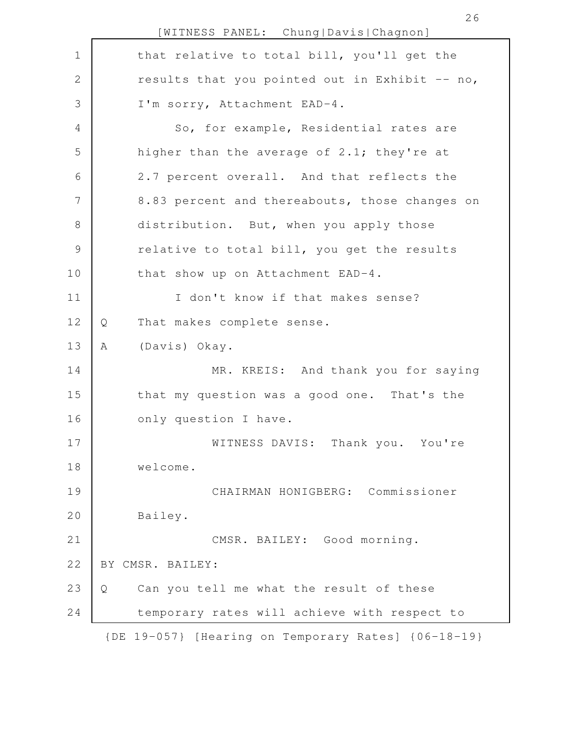that relative to total bill, you'll get the results that you pointed out in Exhibit -- no, I'm sorry, Attachment EAD-4.

So, for example, Residential rates are higher than the average of 2.1; they're at 2.7 percent overall. And that reflects the 8.83 percent and thereabouts, those changes on distribution. But, when you apply those relative to total bill, you get the results that show up on Attachment EAD-4.

I don't know if that makes sense?

Q That makes complete sense.

A (Davis) Okay.

MR. KREIS: And thank you for saying that my question was a good one. That's the only question I have.

WITNESS DAVIS: Thank you. You're welcome.

CHAIRMAN HONIGBERG: Commissioner Bailey.

CMSR. BAILEY: Good morning.

BY CMSR. BAILEY:

Q Can you tell me what the result of these temporary rates will achieve with respect to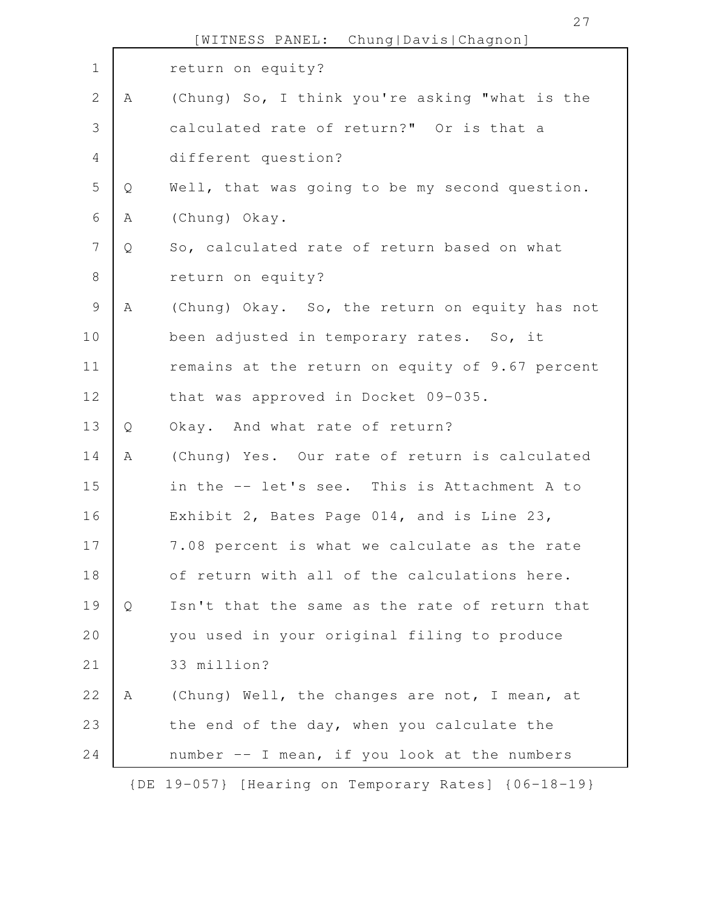return on equity?

A (Chung) So, I think you're asking "what is the calculated rate of return?" Or is that a different question?

Q Well, that was going to be my second question.

A (Chung) Okay.

Q So, calculated rate of return based on what return on equity?

A (Chung) Okay. So, the return on equity has not been adjusted in temporary rates. So, it remains at the return on equity of 9.67 percent that was approved in Docket 09-035.

Q Okay. And what rate of return?

A (Chung) Yes. Our rate of return is calculated in the -- let's see. This is Attachment A to Exhibit 2, Bates Page 014, and is Line 23, 7.08 percent is what we calculate as the rate of return with all of the calculations here.

Q Isn't that the same as the rate of return that you used in your original filing to produce 33 million?

A (Chung) Well, the changes are not, I mean, at the end of the day, when you calculate the number -- I mean, if you look at the numbers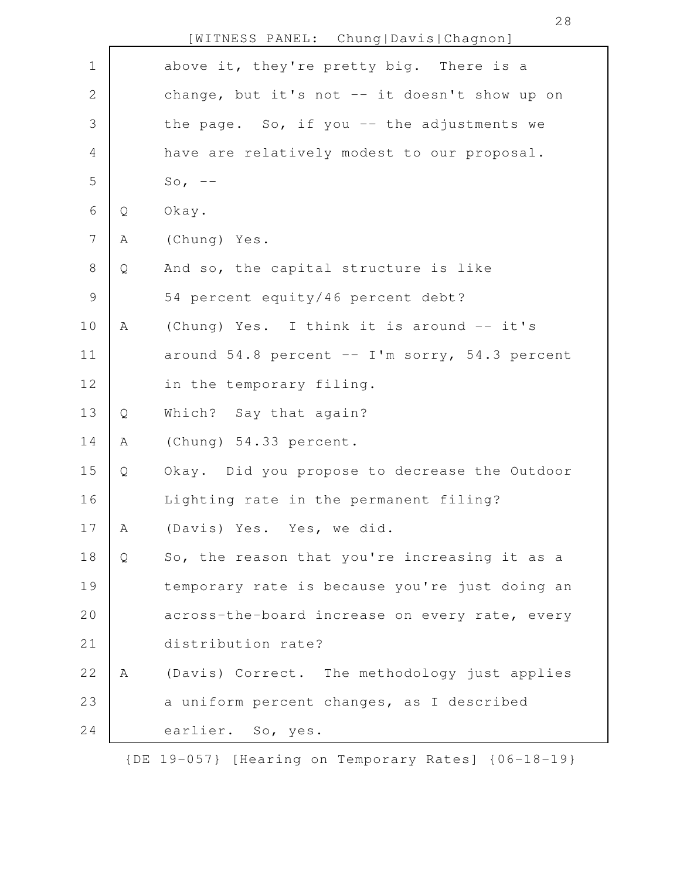above it, they're pretty big. There is a change, but it's not -- it doesn't show up on the page. So, if you -- the adjustments we have are relatively modest to our proposal. So, --

Q Okay.

A (Chung) Yes.

Q And so, the capital structure is like 54 percent equity/46 percent debt?

A (Chung) Yes. I think it is around -- it's around 54.8 percent -- I'm sorry, 54.3 percent in the temporary filing.

Q Which? Say that again?

A (Chung) 54.33 percent.

Q Okay. Did you propose to decrease the Outdoor Lighting rate in the permanent filing?

A (Davis) Yes. Yes, we did.

Q So, the reason that you're increasing it as a temporary rate is because you're just doing an across-the-board increase on every rate, every distribution rate?

A (Davis) Correct. The methodology just applies a uniform percent changes, as I described earlier. So, yes.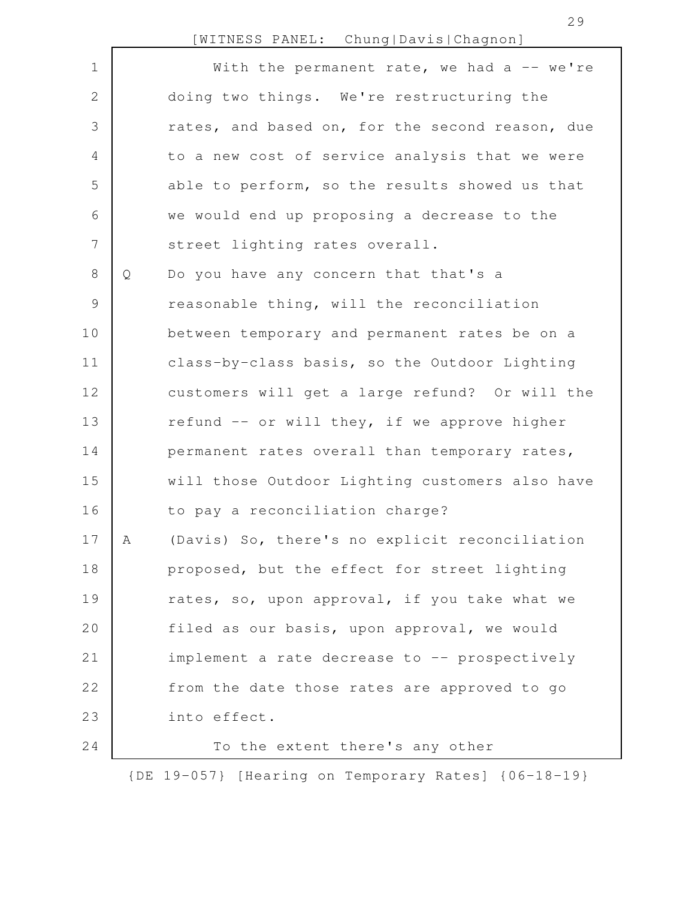With the permanent rate, we had a -- we're doing two things. We're restructuring the rates, and based on, for the second reason, due to a new cost of service analysis that we were able to perform, so the results showed us that we would end up proposing a decrease to the street lighting rates overall.

Q Do you have any concern that that's a reasonable thing, will the reconciliation between temporary and permanent rates be on a class-by-class basis, so the Outdoor Lighting customers will get a large refund? Or will the refund -- or will they, if we approve higher permanent rates overall than temporary rates, will those Outdoor Lighting customers also have to pay a reconciliation charge?

A (Davis) So, there's no explicit reconciliation proposed, but the effect for street lighting rates, so, upon approval, if you take what we filed as our basis, upon approval, we would implement a rate decrease to -- prospectively from the date those rates are approved to go into effect.

To the extent there's any other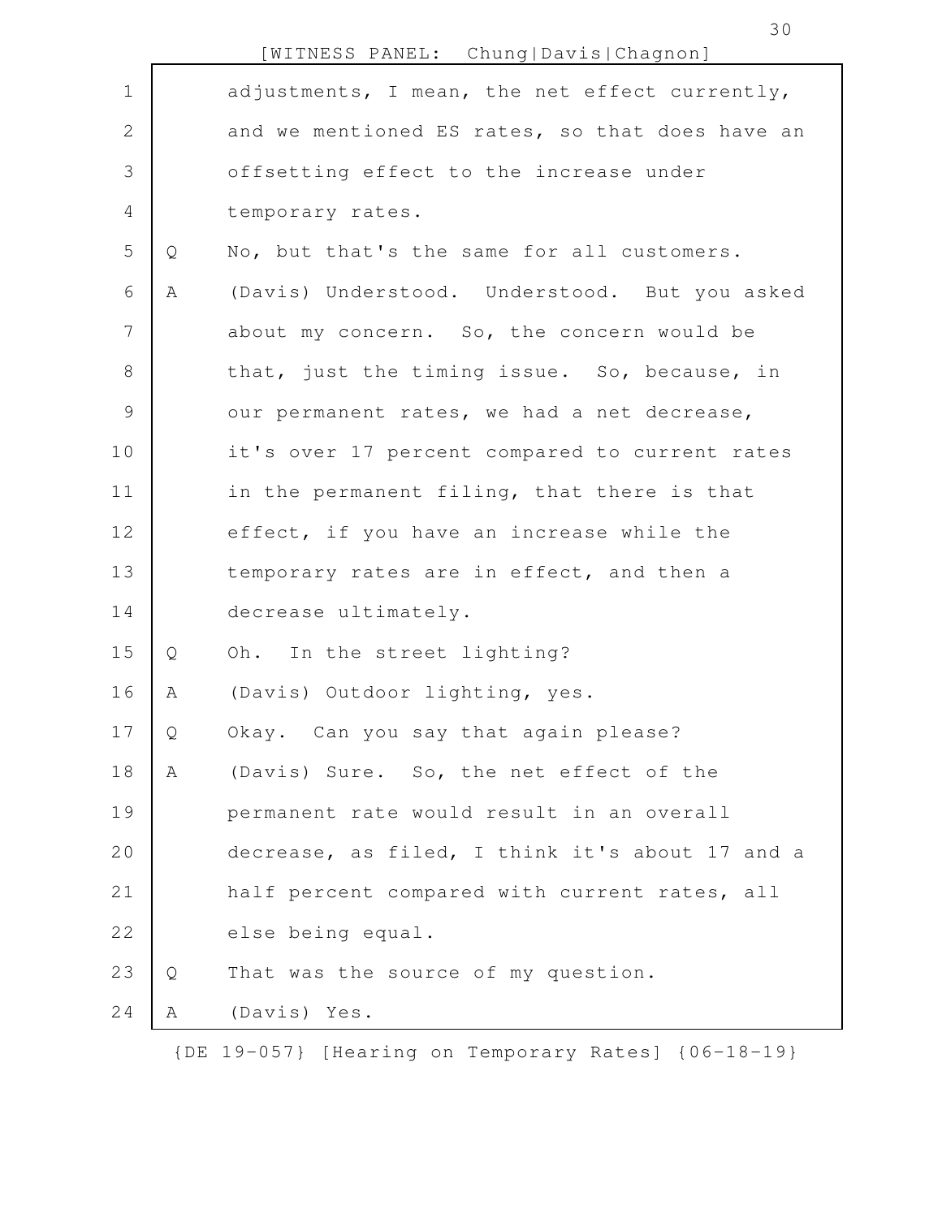adjustments, I mean, the net effect currently, and we mentioned ES rates, so that does have an offsetting effect to the increase under temporary rates.

Q No, but that's the same for all customers.

A (Davis) Understood. Understood. But you asked about my concern. So, the concern would be that, just the timing issue. So, because, in our permanent rates, we had a net decrease, it's over 17 percent compared to current rates in the permanent filing, that there is that effect, if you have an increase while the temporary rates are in effect, and then a decrease ultimately.

Q Oh. In the street lighting?

A (Davis) Outdoor lighting, yes.

Q Okay. Can you say that again please?

A (Davis) Sure. So, the net effect of the permanent rate would result in an overall decrease, as filed, I think it's about 17 and a half percent compared with current rates, all else being equal.

Q That was the source of my question.

A (Davis) Yes.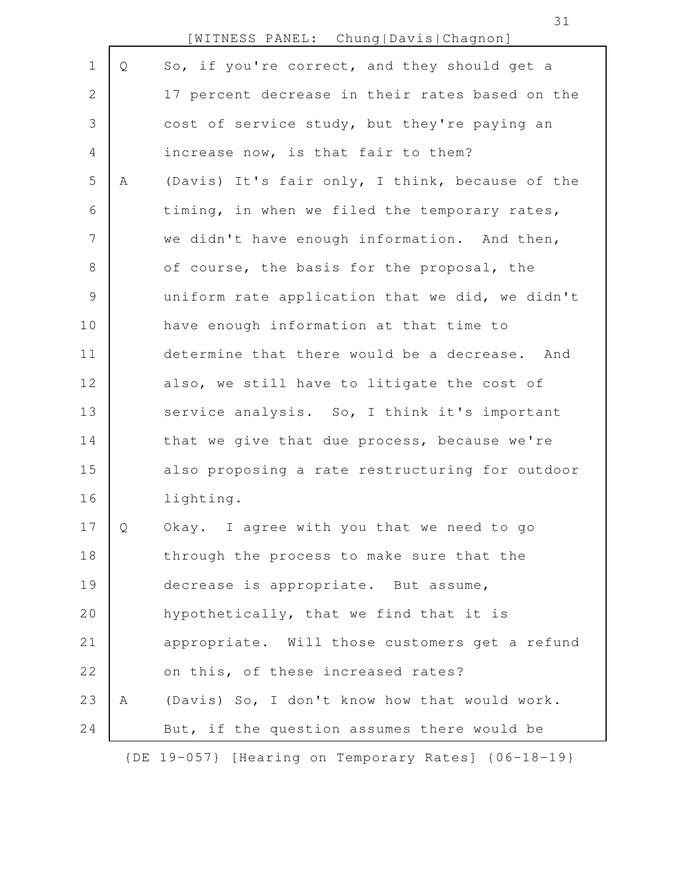Q So, if you're correct, and they should get a 17 percent decrease in their rates based on the cost of service study, but they're paying an increase now, is that fair to them?

A (Davis) It's fair only, I think, because of the timing, in when we filed the temporary rates, we didn't have enough information. And then, of course, the basis for the proposal, the uniform rate application that we did, we didn't have enough information at that time to determine that there would be a decrease. And also, we still have to litigate the cost of service analysis. So, I think it's important that we give that due process, because we're also proposing a rate restructuring for outdoor lighting.

Q Okay. I agree with you that we need to go through the process to make sure that the decrease is appropriate. But assume, hypothetically, that we find that it is appropriate. Will those customers get a refund on this, of these increased rates?

A (Davis) So, I don't know how that would work. But, if the question assumes there would be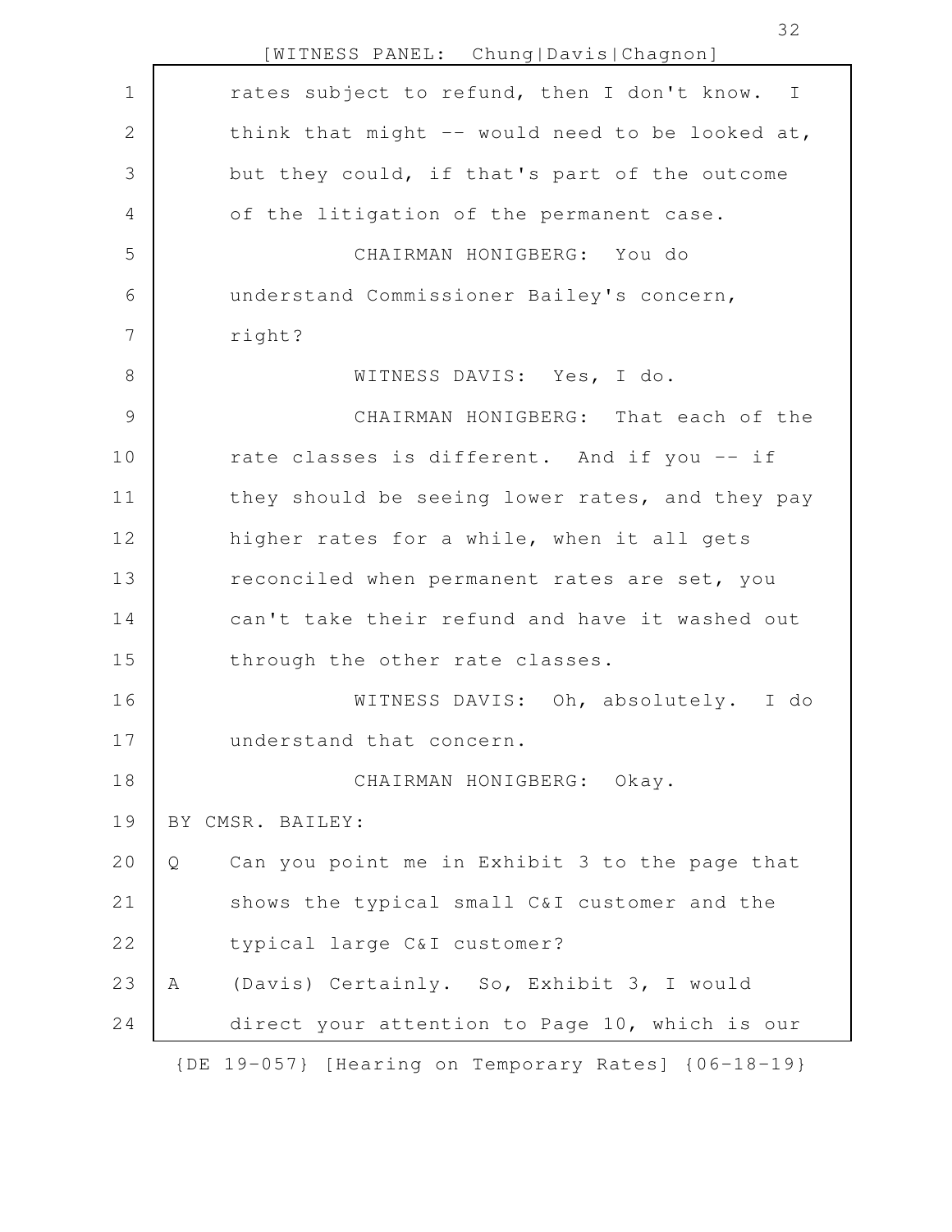rates subject to refund, then I don't know. I think that might -- would need to be looked at, but they could, if that's part of the outcome of the litigation of the permanent case.

CHAIRMAN HONIGBERG: You do understand Commissioner Bailey's concern, right?

WITNESS DAVIS: Yes, I do.

CHAIRMAN HONIGBERG: That each of the rate classes is different. And if you -- if they should be seeing lower rates, and they pay higher rates for a while, when it all gets reconciled when permanent rates are set, you can't take their refund and have it washed out through the other rate classes.

WITNESS DAVIS: Oh, absolutely. I do understand that concern.

CHAIRMAN HONIGBERG: Okay.

BY CMSR. BAILEY:

Q Can you point me in Exhibit 3 to the page that shows the typical small C&I customer and the typical large C&I customer?

A (Davis) Certainly. So, Exhibit 3, I would direct your attention to Page 10, which is our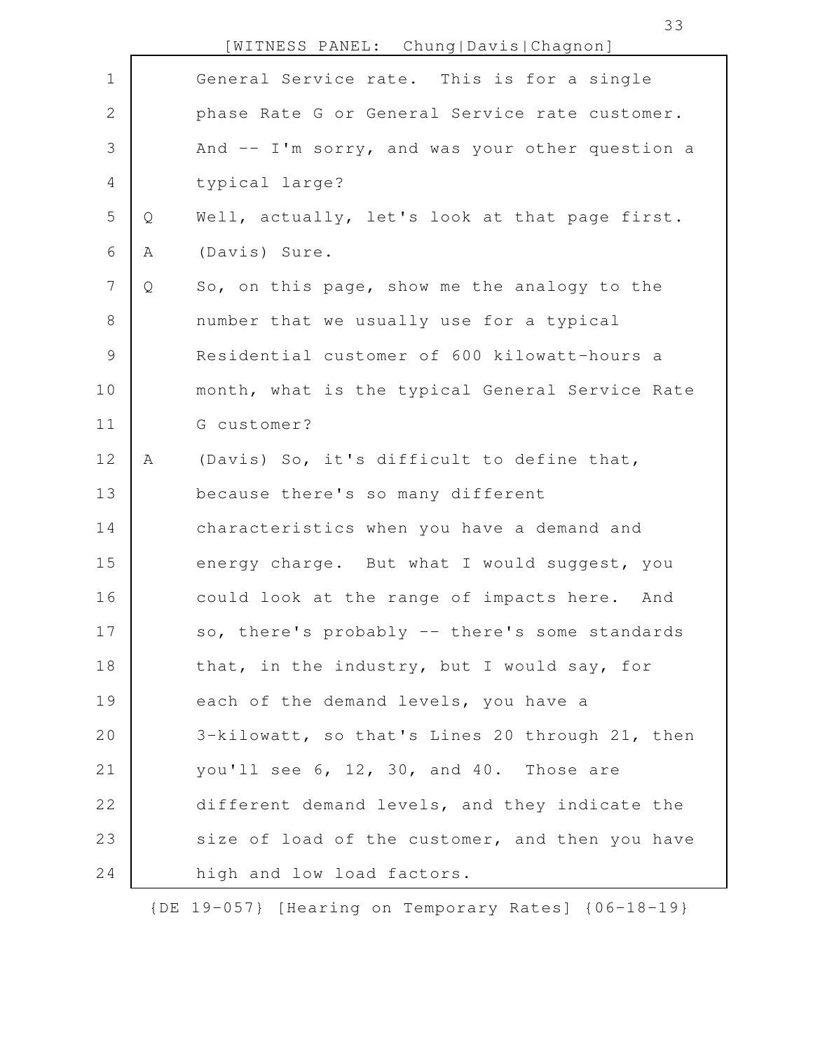General Service rate. This is for a single phase Rate G or General Service rate customer. And -- I'm sorry, and was your other question a typical large?

Q Well, actually, let's look at that page first.

A (Davis) Sure.

Q So, on this page, show me the analogy to the number that we usually use for a typical Residential customer of 600 kilowatt-hours a month, what is the typical General Service Rate G customer?

A (Davis) So, it's difficult to define that, because there's so many different characteristics when you have a demand and energy charge. But what I would suggest, you could look at the range of impacts here. And so, there's probably -- there's some standards that, in the industry, but I would say, for each of the demand levels, you have a 3-kilowatt, so that's Lines 20 through 21, then you'll see 6, 12, 30, and 40. Those are different demand levels, and they indicate the size of load of the customer, and then you have high and low load factors.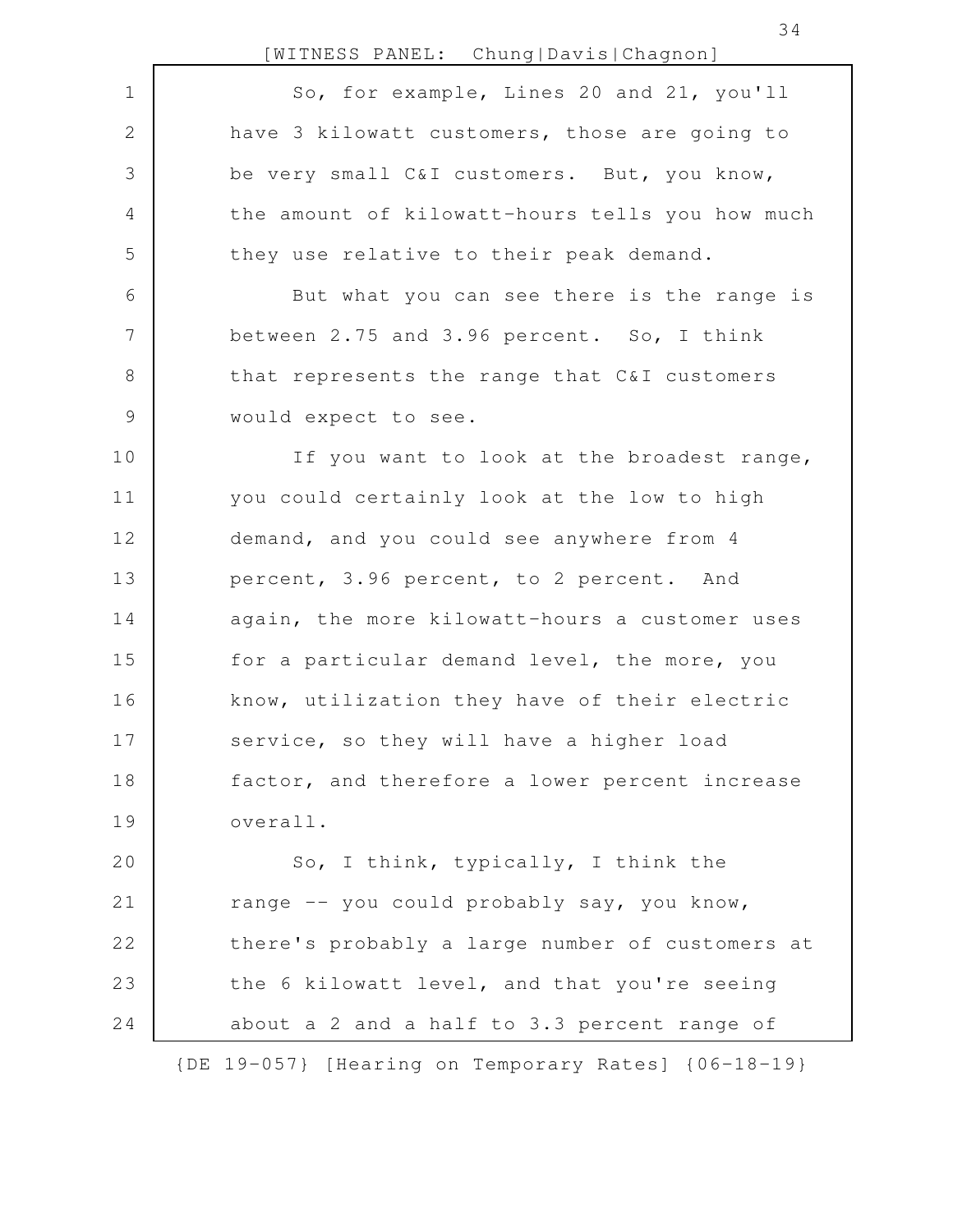So, for example, Lines 20 and 21, you'll have 3 kilowatt customers, those are going to be very small C&I customers. But, you know, the amount of kilowatt-hours tells you how much they use relative to their peak demand.

But what you can see there is the range is between 2.75 and 3.96 percent. So, I think that represents the range that C&I customers would expect to see.

If you want to look at the broadest range, you could certainly look at the low to high demand, and you could see anywhere from 4 percent, 3.96 percent, to 2 percent. And again, the more kilowatt-hours a customer uses for a particular demand level, the more, you know, utilization they have of their electric service, so they will have a higher load factor, and therefore a lower percent increase overall.

So, I think, typically, I think the range -- you could probably say, you know, there's probably a large number of customers at the 6 kilowatt level, and that you're seeing about a 2 and a half to 3.3 percent range of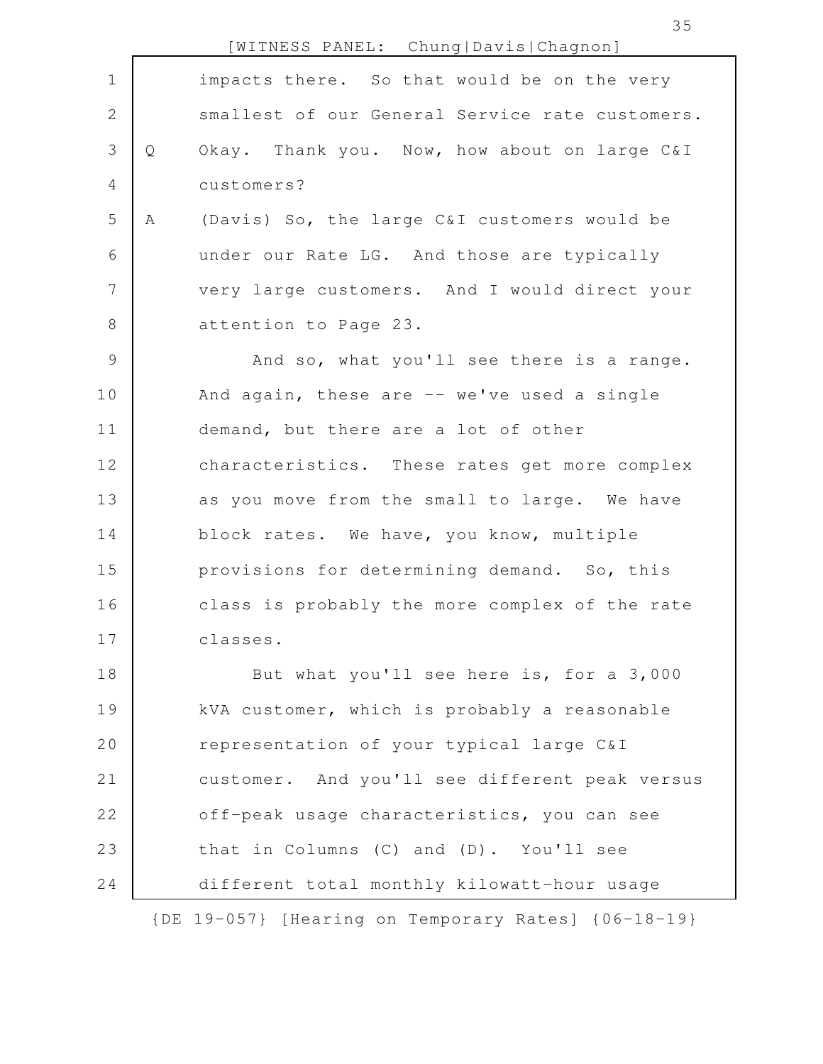impacts there. So that would be on the very smallest of our General Service rate customers.

Q Okay. Thank you. Now, how about on large C&I customers?

A (Davis) So, the large C&I customers would be under our Rate LG. And those are typically very large customers. And I would direct your attention to Page 23.

And so, what you'll see there is a range. And again, these are -- we've used a single demand, but there are a lot of other characteristics. These rates get more complex as you move from the small to large. We have block rates. We have, you know, multiple provisions for determining demand. So, this class is probably the more complex of the rate classes.

But what you'll see here is, for a 3,000 kVA customer, which is probably a reasonable representation of your typical large C&I customer. And you'll see different peak versus off-peak usage characteristics, you can see that in Columns (C) and (D). You'll see different total monthly kilowatt-hour usage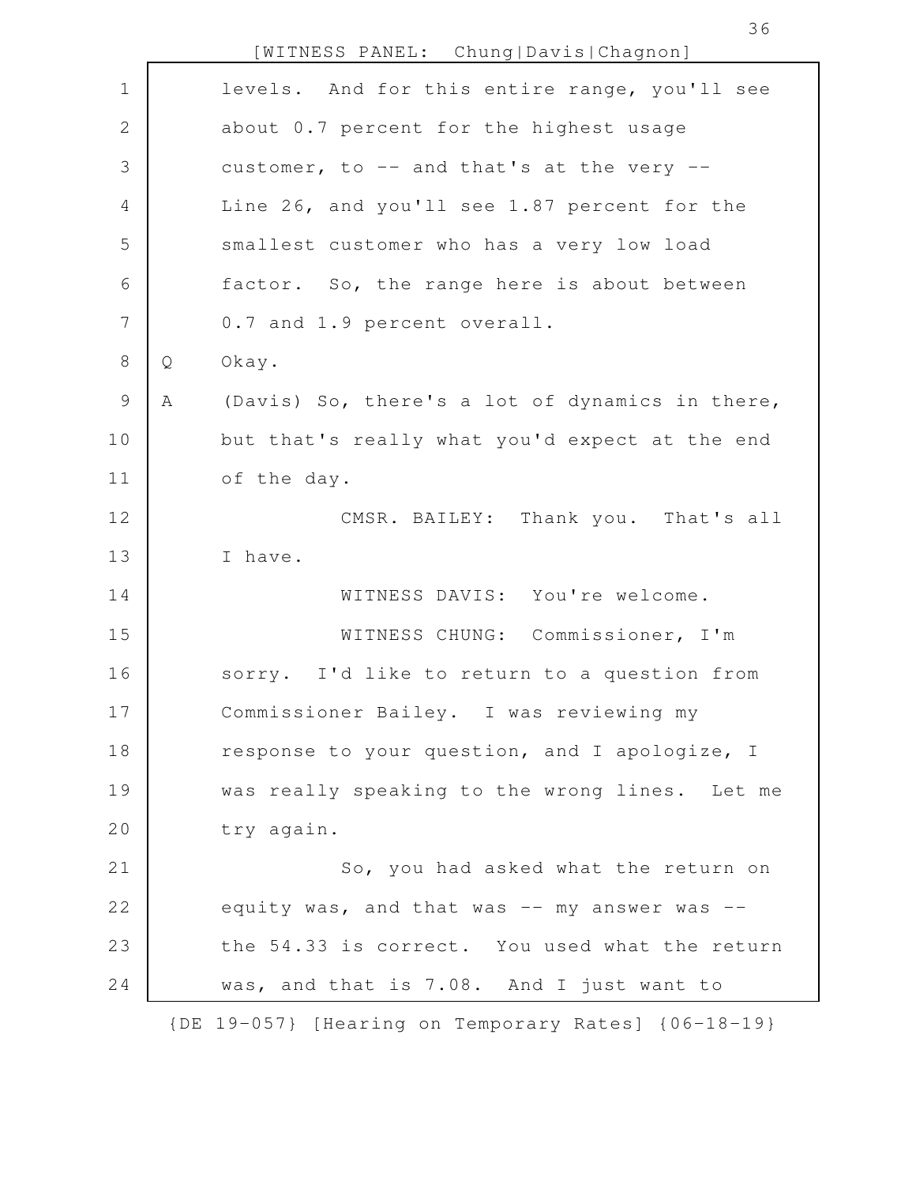levels. And for this entire range, you'll see about 0.7 percent for the highest usage customer, to -- and that's at the very -- Line 26, and you'll see 1.87 percent for the smallest customer who has a very low load factor. So, the range here is about between 0.7 and 1.9 percent overall.

Q Okay.

A (Davis) So, there's a lot of dynamics in there, but that's really what you'd expect at the end of the day.

CMSR. BAILEY: Thank you. That's all I have.

WITNESS DAVIS: You're welcome.

WITNESS CHUNG: Commissioner, I'm sorry. I'd like to return to a question from Commissioner Bailey. I was reviewing my response to your question, and I apologize, I was really speaking to the wrong lines. Let me try again.

So, you had asked what the return on equity was, and that was -- my answer was -- the 54.33 is correct. You used what the return was, and that is 7.08. And I just want to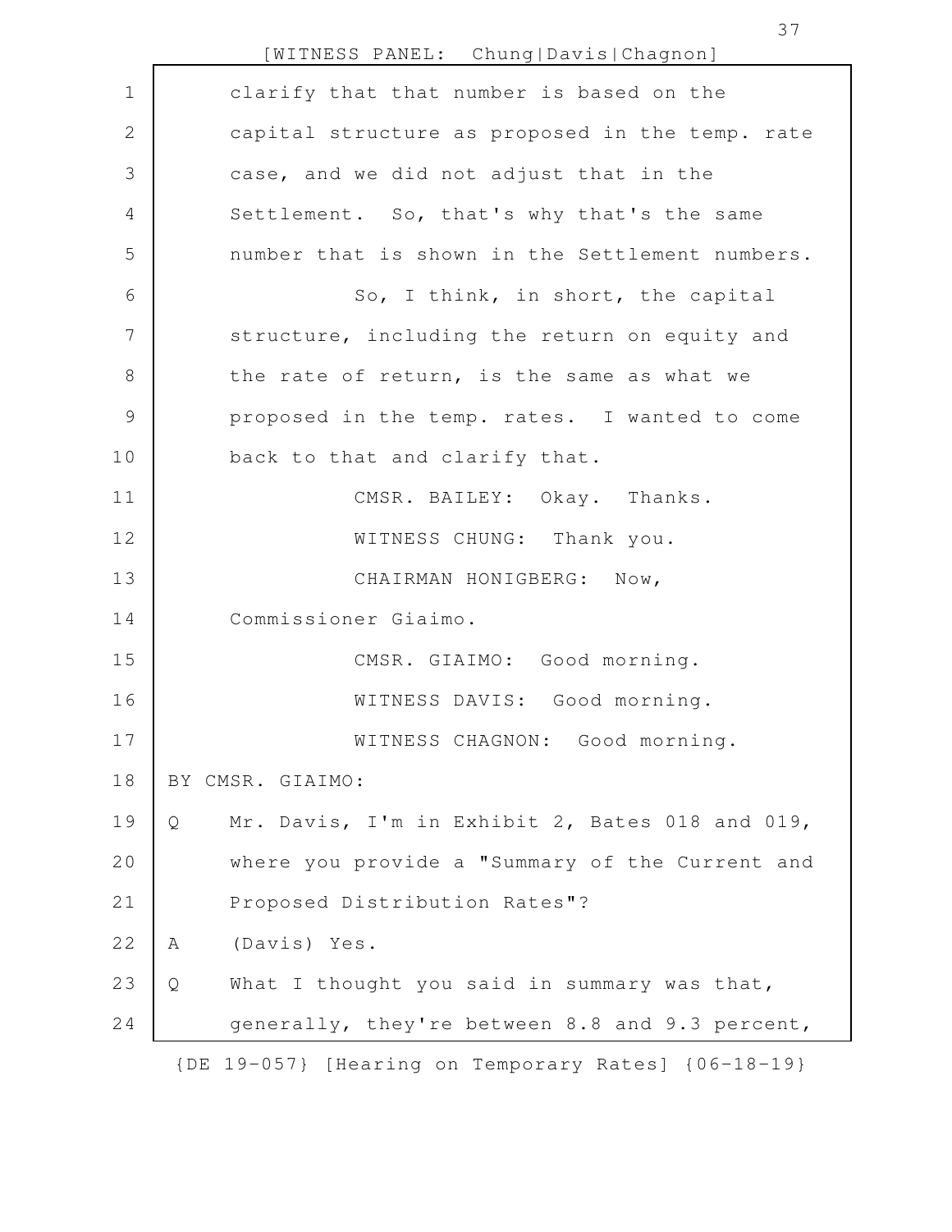clarify that that number is based on the capital structure as proposed in the temp. rate case, and we did not adjust that in the Settlement. So, that's why that's the same number that is shown in the Settlement numbers.

So, I think, in short, the capital structure, including the return on equity and the rate of return, is the same as what we proposed in the temp. rates. I wanted to come back to that and clarify that.

CMSR. BAILEY: Okay. Thanks.

WITNESS CHUNG: Thank you.

CHAIRMAN HONIGBERG: Now, Commissioner Giaimo.

CMSR. GIAIMO: Good morning.

WITNESS DAVIS: Good morning.

WITNESS CHAGNON: Good morning.

BY CMSR. GIAIMO:

Q Mr. Davis, I'm in Exhibit 2, Bates 018 and 019, where you provide a "Summary of the Current and Proposed Distribution Rates"?

A (Davis) Yes.

Q What I thought you said in summary was that, generally, they're between 8.8 and 9.3 percent,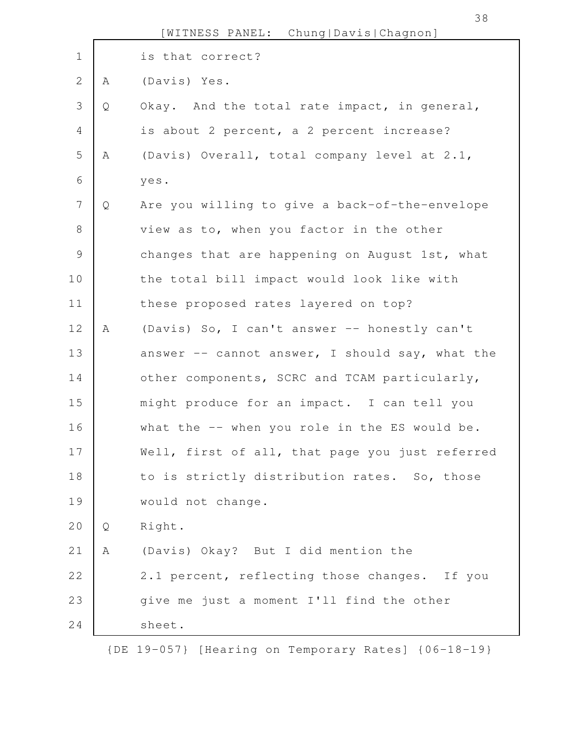is that correct?

A (Davis) Yes.

Q Okay. And the total rate impact, in general, is about 2 percent, a 2 percent increase?

A (Davis) Overall, total company level at 2.1, yes.

Q Are you willing to give a back-of-the-envelope view as to, when you factor in the other changes that are happening on August 1st, what the total bill impact would look like with these proposed rates layered on top?

A (Davis) So, I can't answer -- honestly can't answer -- cannot answer, I should say, what the other components, SCRC and TCAM particularly, might produce for an impact. I can tell you what the -- when you role in the ES would be. Well, first of all, that page you just referred to is strictly distribution rates. So, those would not change.

Q Right.

A (Davis) Okay? But I did mention the 2.1 percent, reflecting those changes. If you give me just a moment I'll find the other sheet.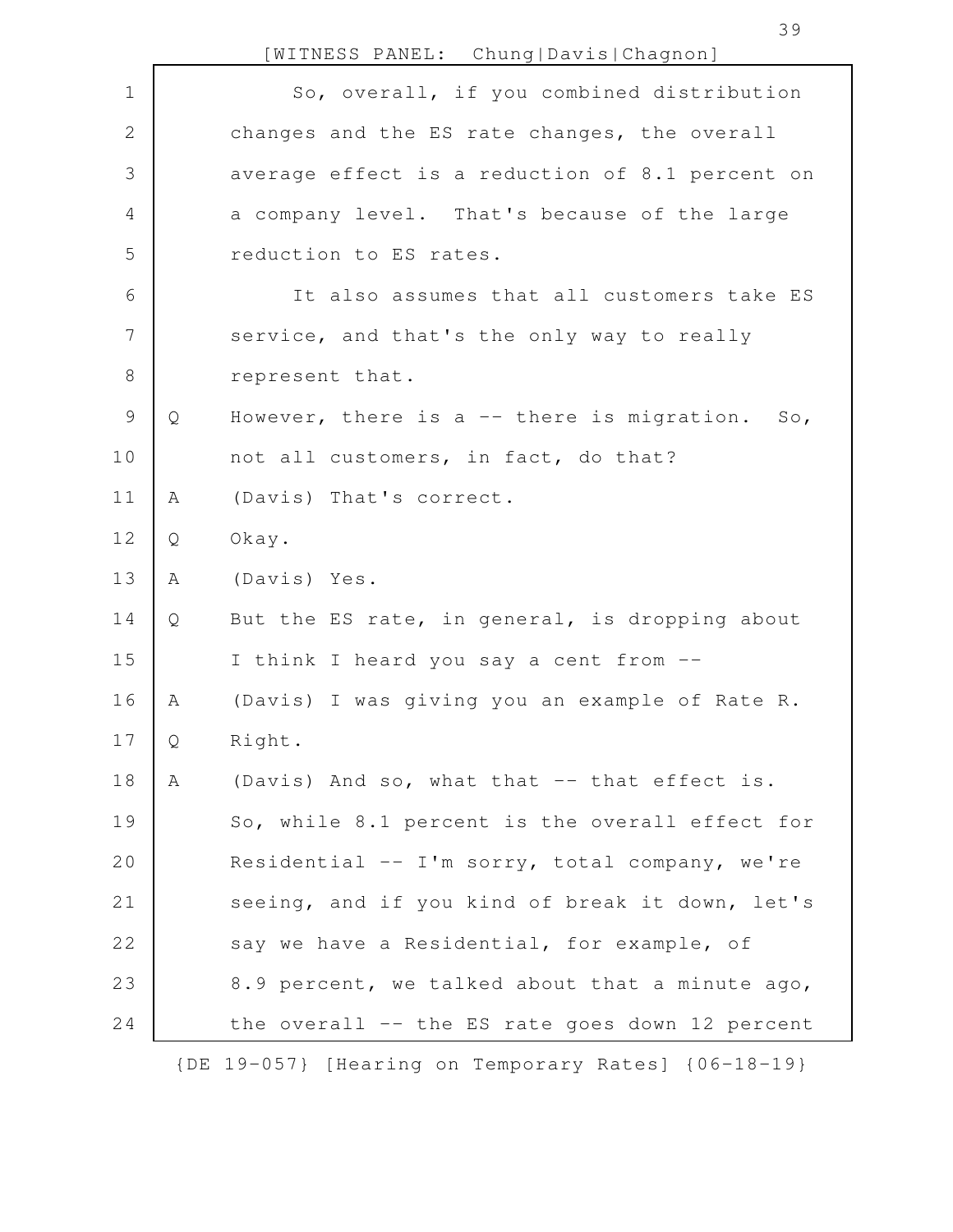So, overall, if you combined distribution changes and the ES rate changes, the overall average effect is a reduction of 8.1 percent on a company level. That's because of the large reduction to ES rates.

It also assumes that all customers take ES service, and that's the only way to really represent that.

Q However, there is a -- there is migration. So, not all customers, in fact, do that?

A (Davis) That's correct.

Q Okay.

A (Davis) Yes.

Q But the ES rate, in general, is dropping about I think I heard you say a cent from --

A (Davis) I was giving you an example of Rate R.

Q Right.

A (Davis) And so, what that -- that effect is. So, while 8.1 percent is the overall effect for Residential -- I'm sorry, total company, we're seeing, and if you kind of break it down, let's say we have a Residential, for example, of 8.9 percent, we talked about that a minute ago, the overall -- the ES rate goes down 12 percent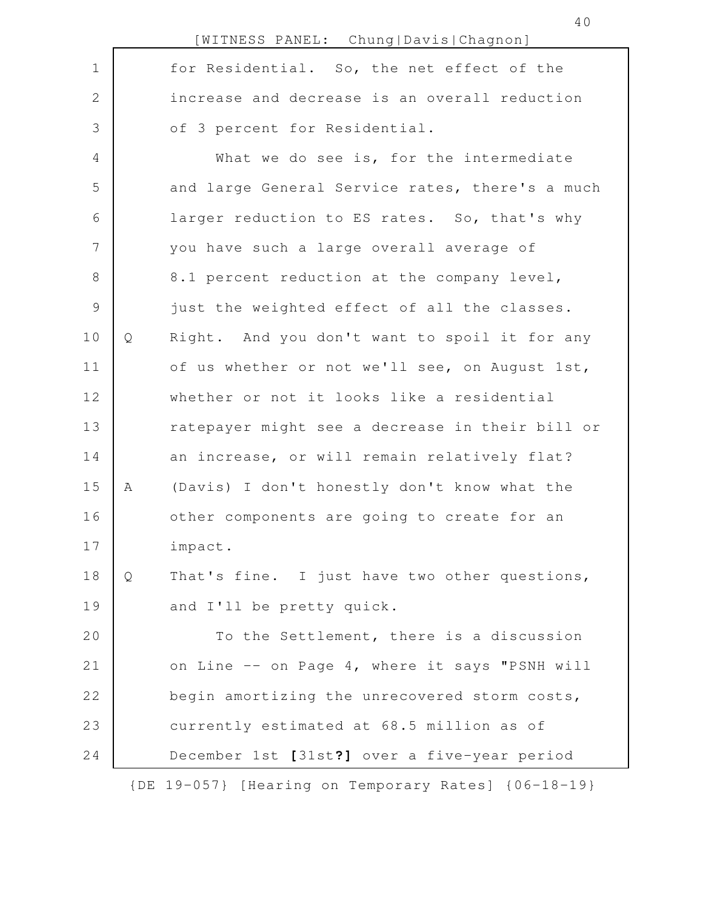for Residential. So, the net effect of the increase and decrease is an overall reduction of 3 percent for Residential.

What we do see is, for the intermediate and large General Service rates, there's a much larger reduction to ES rates. So, that's why you have such a large overall average of 8.1 percent reduction at the company level, just the weighted effect of all the classes.

Q Right. And you don't want to spoil it for any of us whether or not we'll see, on August 1st, whether or not it looks like a residential ratepayer might see a decrease in their bill or an increase, or will remain relatively flat?

A (Davis) I don't honestly don't know what the other components are going to create for an impact.

Q That's fine. I just have two other questions, and I'll be pretty quick.

To the Settlement, there is a discussion on Line -- on Page 4, where it says "PSNH will begin amortizing the unrecovered storm costs, currently estimated at 68.5 million as of December 1st **[**31st**?]** over a five-year period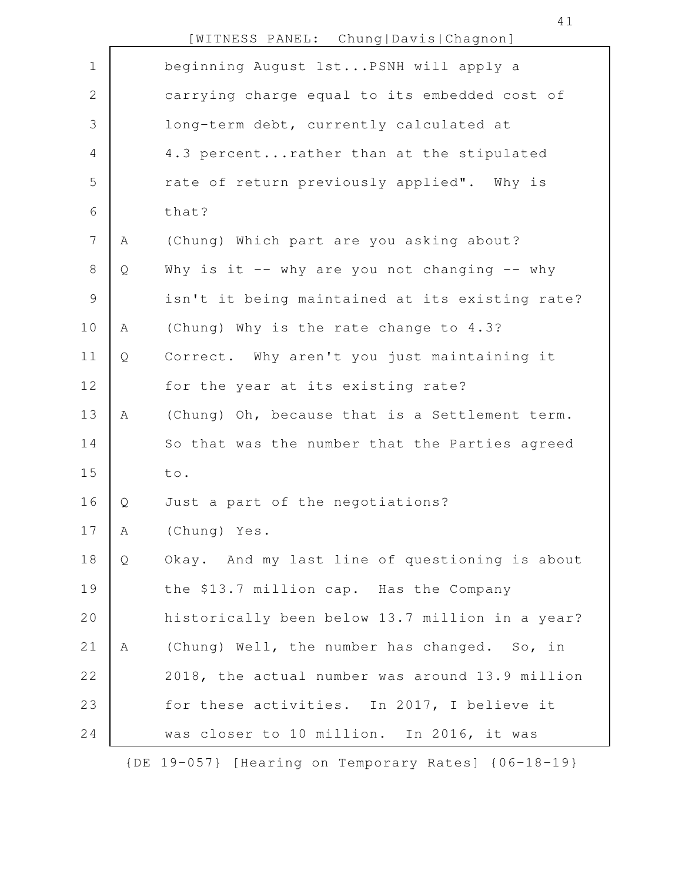beginning August 1st...PSNH will apply a carrying charge equal to its embedded cost of long-term debt, currently calculated at 4.3 percent...rather than at the stipulated rate of return previously applied". Why is that?

A (Chung) Which part are you asking about?

Q Why is it -- why are you not changing -- why isn't it being maintained at its existing rate?

A (Chung) Why is the rate change to 4.3?

Q Correct. Why aren't you just maintaining it for the year at its existing rate?

A (Chung) Oh, because that is a Settlement term. So that was the number that the Parties agreed to.

Q Just a part of the negotiations?

A (Chung) Yes.

Q Okay. And my last line of questioning is about the $13.7 million cap. Has the Company historically been below 13.7 million in a year?

A (Chung) Well, the number has changed. So, in 2018, the actual number was around 13.9 million for these activities. In 2017, I believe it was closer to 10 million. In 2016, it was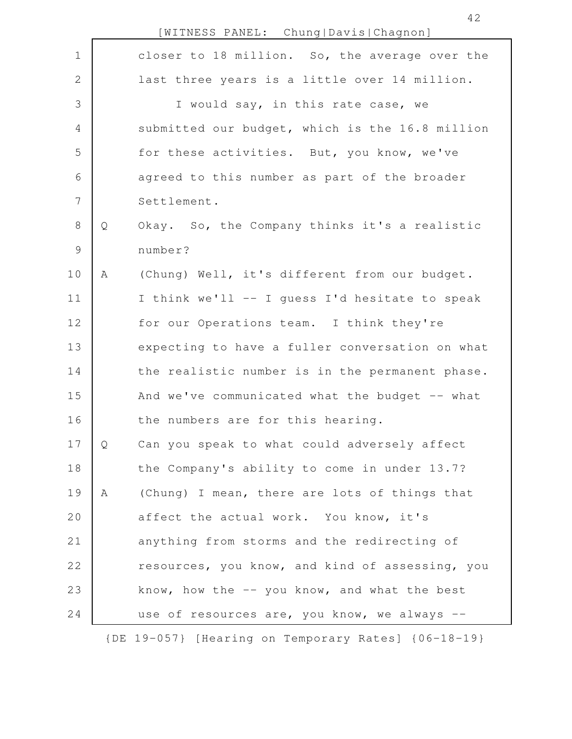closer to 18 million. So, the average over the last three years is a little over 14 million.

I would say, in this rate case, we submitted our budget, which is the 16.8 million for these activities. But, you know, we've agreed to this number as part of the broader Settlement.

Q Okay. So, the Company thinks it's a realistic number?

A (Chung) Well, it's different from our budget. I think we'll -- I guess I'd hesitate to speak for our Operations team. I think they're expecting to have a fuller conversation on what the realistic number is in the permanent phase. And we've communicated what the budget -- what the numbers are for this hearing.

Q Can you speak to what could adversely affect the Company's ability to come in under 13.7?

A (Chung) I mean, there are lots of things that affect the actual work. You know, it's anything from storms and the redirecting of resources, you know, and kind of assessing, you know, how the -- you know, and what the best use of resources are, you know, we always --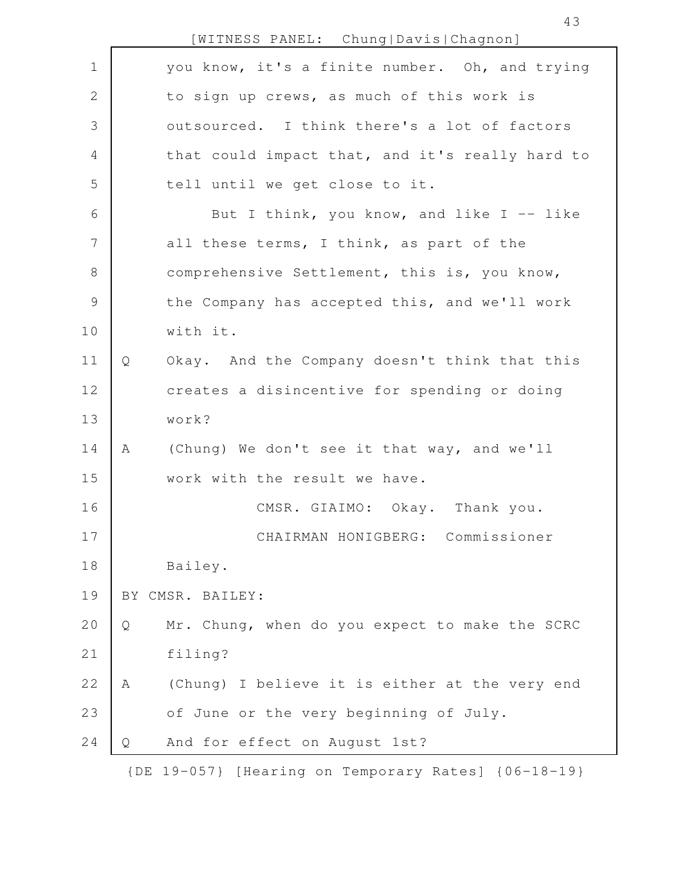you know, it's a finite number. Oh, and trying to sign up crews, as much of this work is outsourced. I think there's a lot of factors that could impact that, and it's really hard to tell until we get close to it.

But I think, you know, and like I -- like all these terms, I think, as part of the comprehensive Settlement, this is, you know, the Company has accepted this, and we'll work with it.

Q Okay. And the Company doesn't think that this creates a disincentive for spending or doing work?

A (Chung) We don't see it that way, and we'll work with the result we have.

CMSR. GIAIMO: Okay. Thank you.

CHAIRMAN HONIGBERG: Commissioner Bailey.

BY CMSR. BAILEY:

Q Mr. Chung, when do you expect to make the SCRC filing?

A (Chung) I believe it is either at the very end of June or the very beginning of July.

Q And for effect on August 1st?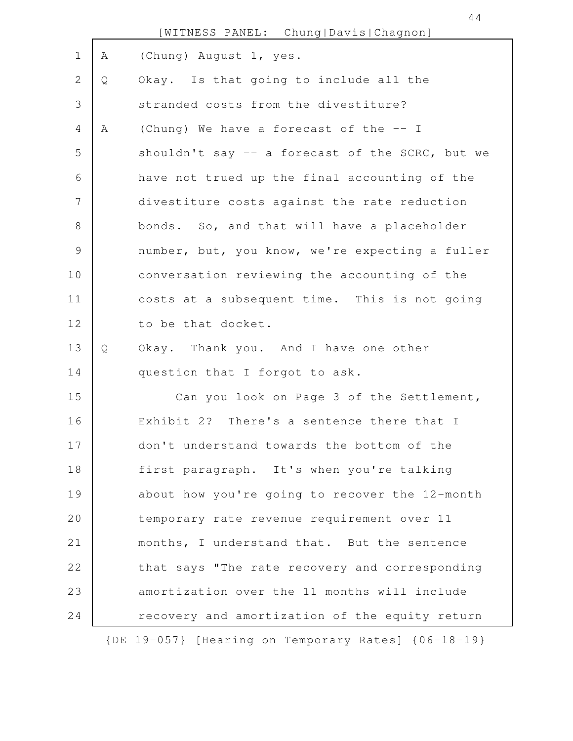A (Chung) August 1, yes.

Q Okay. Is that going to include all the stranded costs from the divestiture?

A (Chung) We have a forecast of the -- I shouldn't say -- a forecast of the SCRC, but we have not trued up the final accounting of the divestiture costs against the rate reduction bonds. So, and that will have a placeholder number, but, you know, we're expecting a fuller conversation reviewing the accounting of the costs at a subsequent time. This is not going to be that docket.

Q Okay. Thank you. And I have one other question that I forgot to ask.

Can you look on Page 3 of the Settlement, Exhibit 2? There's a sentence there that I don't understand towards the bottom of the first paragraph. It's when you're talking about how you're going to recover the 12-month temporary rate revenue requirement over 11 months, I understand that. But the sentence that says "The rate recovery and corresponding amortization over the 11 months will include recovery and amortization of the equity return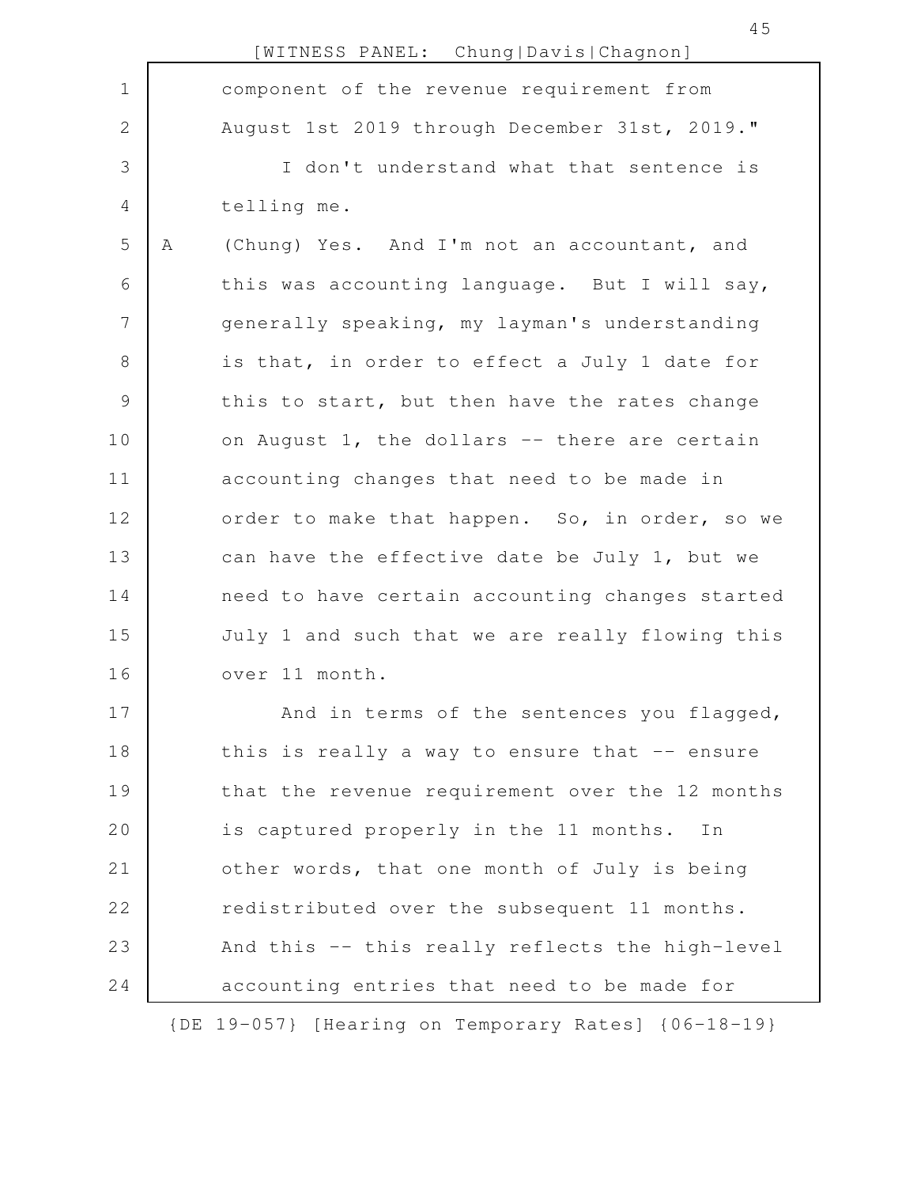component of the revenue requirement from August 1st 2019 through December 31st, 2019."

I don't understand what that sentence is telling me.

A (Chung) Yes. And I'm not an accountant, and this was accounting language. But I will say, generally speaking, my layman's understanding is that, in order to effect a July 1 date for this to start, but then have the rates change on August 1, the dollars -- there are certain accounting changes that need to be made in order to make that happen. So, in order, so we can have the effective date be July 1, but we need to have certain accounting changes started July 1 and such that we are really flowing this over 11 month.

And in terms of the sentences you flagged, this is really a way to ensure that -- ensure that the revenue requirement over the 12 months is captured properly in the 11 months. In other words, that one month of July is being redistributed over the subsequent 11 months. And this -- this really reflects the high-level accounting entries that need to be made for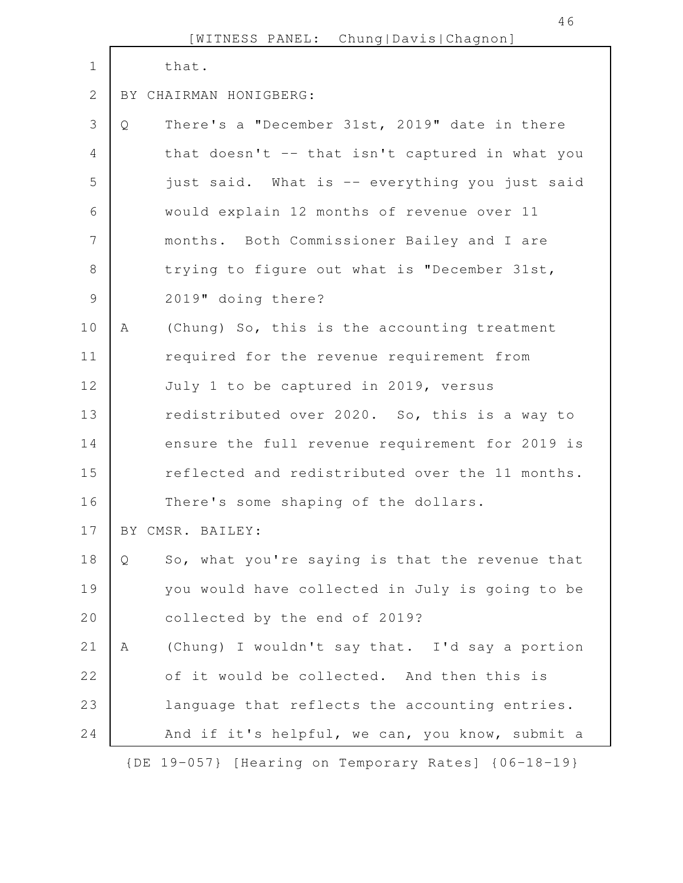that.

BY CHAIRMAN HONIGBERG:

Q There's a "December 31st, 2019" date in there that doesn't -- that isn't captured in what you just said. What is -- everything you just said would explain 12 months of revenue over 11 months. Both Commissioner Bailey and I are trying to figure out what is "December 31st, 2019" doing there?

A (Chung) So, this is the accounting treatment required for the revenue requirement from July 1 to be captured in 2019, versus redistributed over 2020. So, this is a way to ensure the full revenue requirement for 2019 is reflected and redistributed over the 11 months. There's some shaping of the dollars.

BY CMSR. BAILEY:

Q So, what you're saying is that the revenue that you would have collected in July is going to be collected by the end of 2019?

A (Chung) I wouldn't say that. I'd say a portion of it would be collected. And then this is language that reflects the accounting entries. And if it's helpful, we can, you know, submit a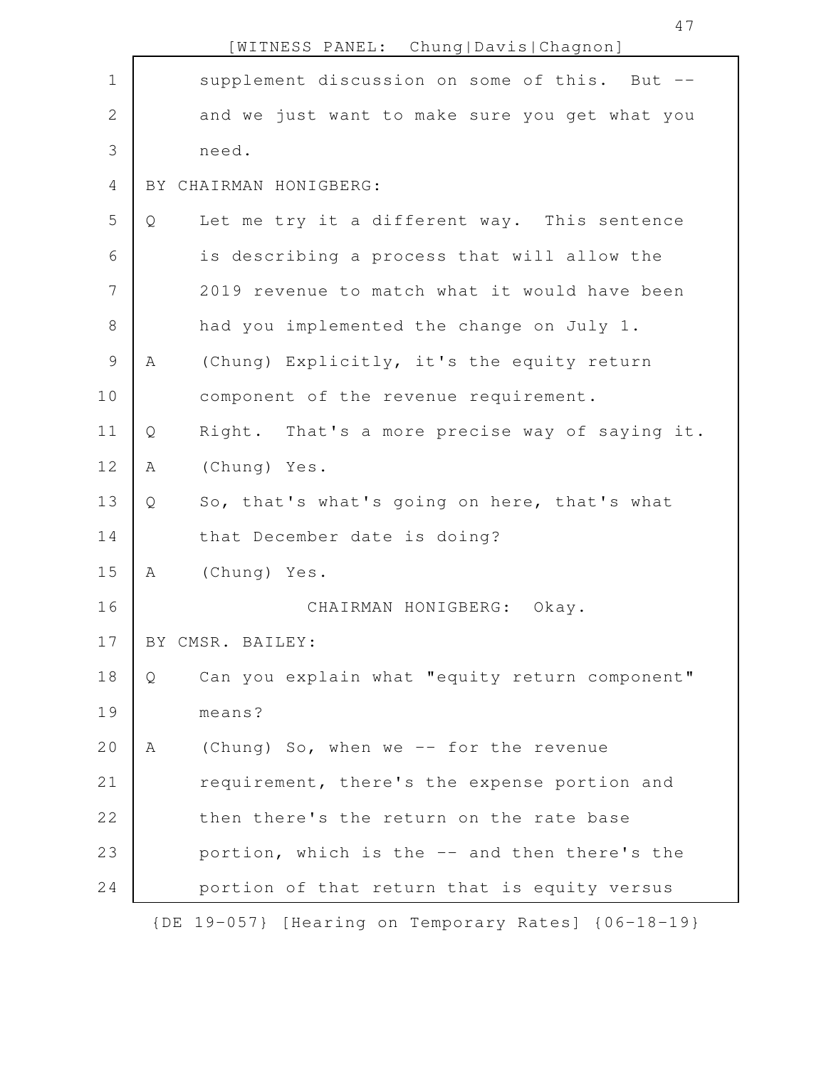supplement discussion on some of this. But -- and we just want to make sure you get what you need.

BY CHAIRMAN HONIGBERG:

Q Let me try it a different way. This sentence is describing a process that will allow the 2019 revenue to match what it would have been had you implemented the change on July 1.

A (Chung) Explicitly, it's the equity return component of the revenue requirement.

Q Right. That's a more precise way of saying it.

A (Chung) Yes.

Q So, that's what's going on here, that's what that December date is doing?

A (Chung) Yes.

CHAIRMAN HONIGBERG: Okay.

BY CMSR. BAILEY:

Q Can you explain what "equity return component" means?

A (Chung) So, when we -- for the revenue requirement, there's the expense portion and then there's the return on the rate base portion, which is the -- and then there's the portion of that return that is equity versus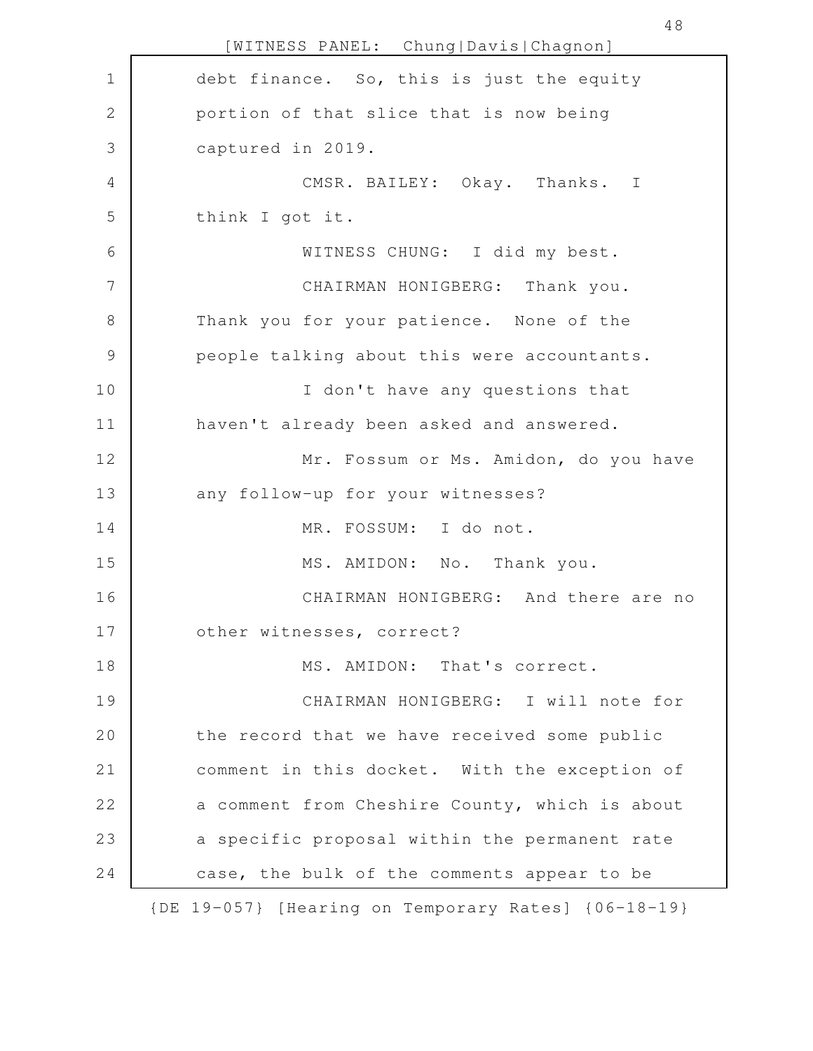debt finance. So, this is just the equity portion of that slice that is now being captured in 2019.

CMSR. BAILEY: Okay. Thanks. I think I got it.

WITNESS CHUNG: I did my best.

CHAIRMAN HONIGBERG: Thank you. Thank you for your patience. None of the people talking about this were accountants.

I don't have any questions that haven't already been asked and answered.

Mr. Fossum or Ms. Amidon, do you have any follow-up for your witnesses?

MR. FOSSUM: I do not.

MS. AMIDON: No. Thank you.

CHAIRMAN HONIGBERG: And there are no other witnesses, correct?

MS. AMIDON: That's correct.

CHAIRMAN HONIGBERG: I will note for the record that we have received some public comment in this docket. With the exception of a comment from Cheshire County, which is about a specific proposal within the permanent rate case, the bulk of the comments appear to be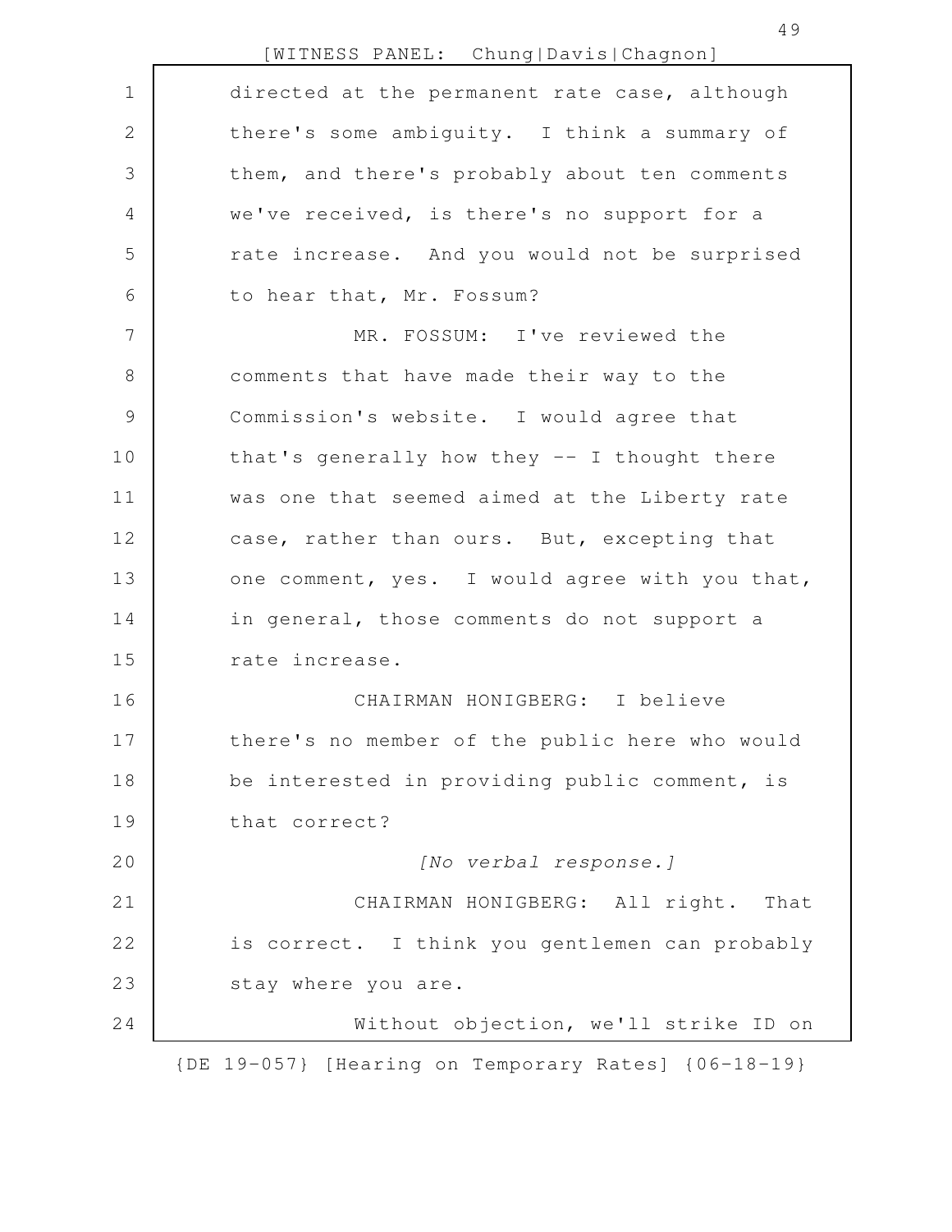directed at the permanent rate case, although there's some ambiguity. I think a summary of them, and there's probably about ten comments we've received, is there's no support for a rate increase. And you would not be surprised to hear that, Mr. Fossum?

MR. FOSSUM: I've reviewed the comments that have made their way to the Commission's website. I would agree that that's generally how they -- I thought there was one that seemed aimed at the Liberty rate case, rather than ours. But, excepting that one comment, yes. I would agree with you that, in general, those comments do not support a rate increase.

CHAIRMAN HONIGBERG: I believe there's no member of the public here who would be interested in providing public comment, is that correct?

*[No verbal response.]*

CHAIRMAN HONIGBERG: All right. That is correct. I think you gentlemen can probably stay where you are.

Without objection, we'll strike ID on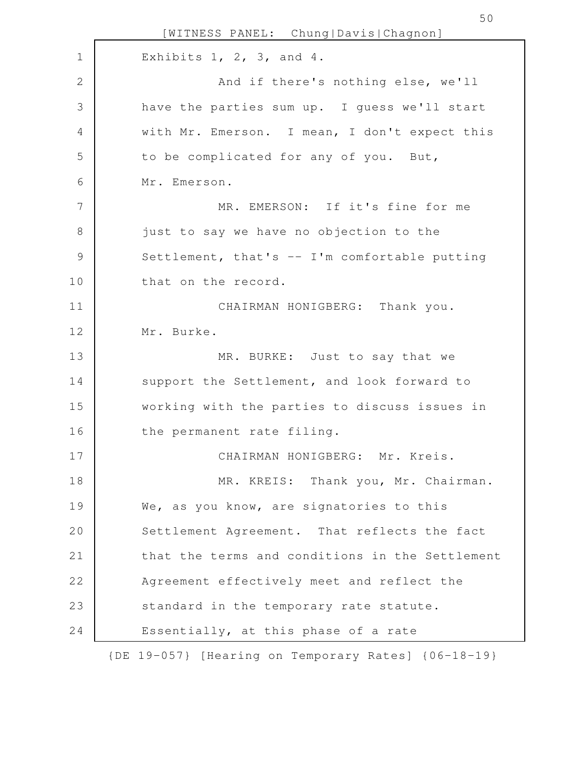Exhibits 1, 2, 3, and 4.

And if there's nothing else, we'll have the parties sum up. I guess we'll start with Mr. Emerson. I mean, I don't expect this to be complicated for any of you. But, Mr. Emerson.

MR. EMERSON: If it's fine for me just to say we have no objection to the Settlement, that's -- I'm comfortable putting that on the record.

CHAIRMAN HONIGBERG: Thank you. Mr. Burke.

MR. BURKE: Just to say that we support the Settlement, and look forward to working with the parties to discuss issues in the permanent rate filing.

CHAIRMAN HONIGBERG: Mr. Kreis.

MR. KREIS: Thank you, Mr. Chairman. We, as you know, are signatories to this Settlement Agreement. That reflects the fact that the terms and conditions in the Settlement Agreement effectively meet and reflect the standard in the temporary rate statute. Essentially, at this phase of a rate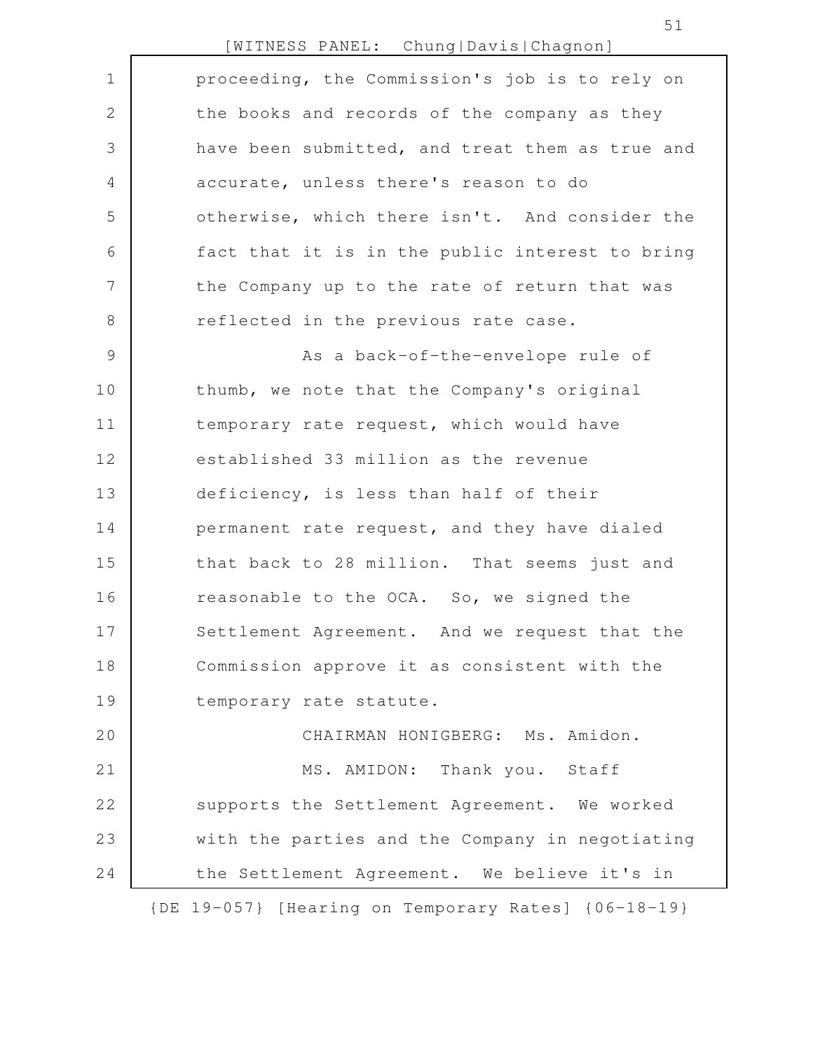proceeding, the Commission's job is to rely on the books and records of the company as they have been submitted, and treat them as true and accurate, unless there's reason to do otherwise, which there isn't. And consider the fact that it is in the public interest to bring the Company up to the rate of return that was reflected in the previous rate case.

As a back-of-the-envelope rule of thumb, we note that the Company's original temporary rate request, which would have established 33 million as the revenue deficiency, is less than half of their permanent rate request, and they have dialed that back to 28 million. That seems just and reasonable to the OCA. So, we signed the Settlement Agreement. And we request that the Commission approve it as consistent with the temporary rate statute.

CHAIRMAN HONIGBERG: Ms. Amidon.

MS. AMIDON: Thank you. Staff supports the Settlement Agreement. We worked with the parties and the Company in negotiating the Settlement Agreement. We believe it's in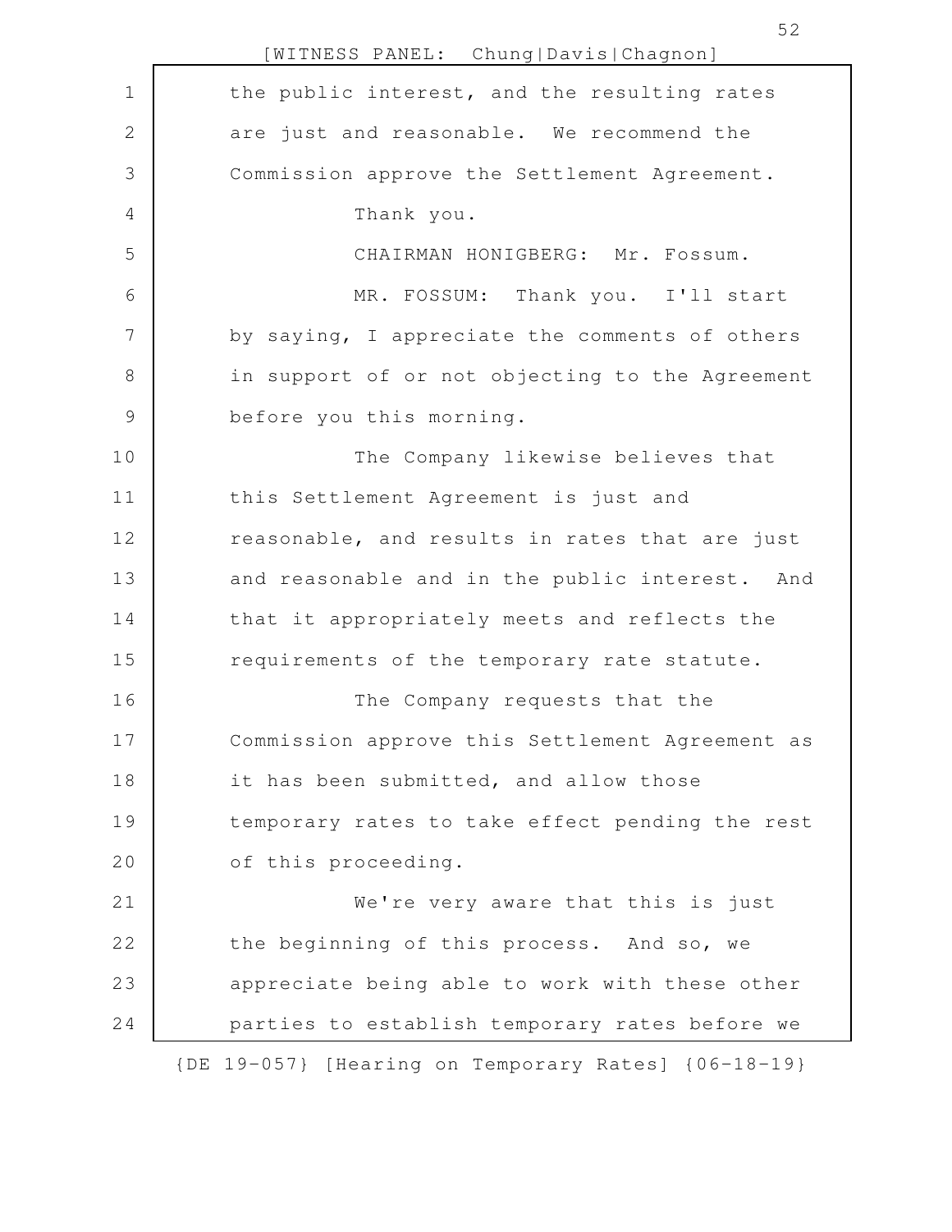the public interest, and the resulting rates are just and reasonable. We recommend the Commission approve the Settlement Agreement.

Thank you.

CHAIRMAN HONIGBERG: Mr. Fossum.

MR. FOSSUM: Thank you. I'll start by saying, I appreciate the comments of others in support of or not objecting to the Agreement before you this morning.

The Company likewise believes that this Settlement Agreement is just and reasonable, and results in rates that are just and reasonable and in the public interest. And that it appropriately meets and reflects the requirements of the temporary rate statute.

The Company requests that the Commission approve this Settlement Agreement as it has been submitted, and allow those temporary rates to take effect pending the rest of this proceeding.

We're very aware that this is just the beginning of this process. And so, we appreciate being able to work with these other parties to establish temporary rates before we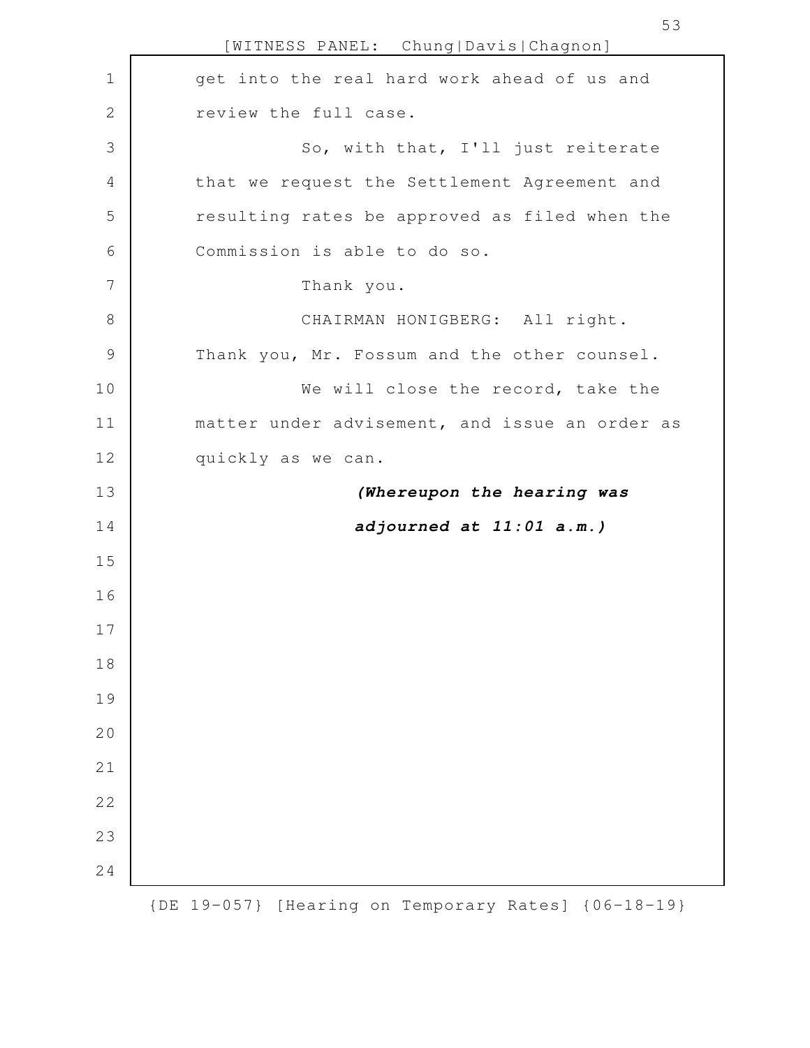get into the real hard work ahead of us and review the full case.

So, with that, I'll just reiterate that we request the Settlement Agreement and resulting rates be approved as filed when the Commission is able to do so.

Thank you.

CHAIRMAN HONIGBERG: All right. Thank you, Mr. Fossum and the other counsel.

We will close the record, take the matter under advisement, and issue an order as quickly as we can.

***(Whereupon the hearing was adjourned at 11:01 a.m.)***